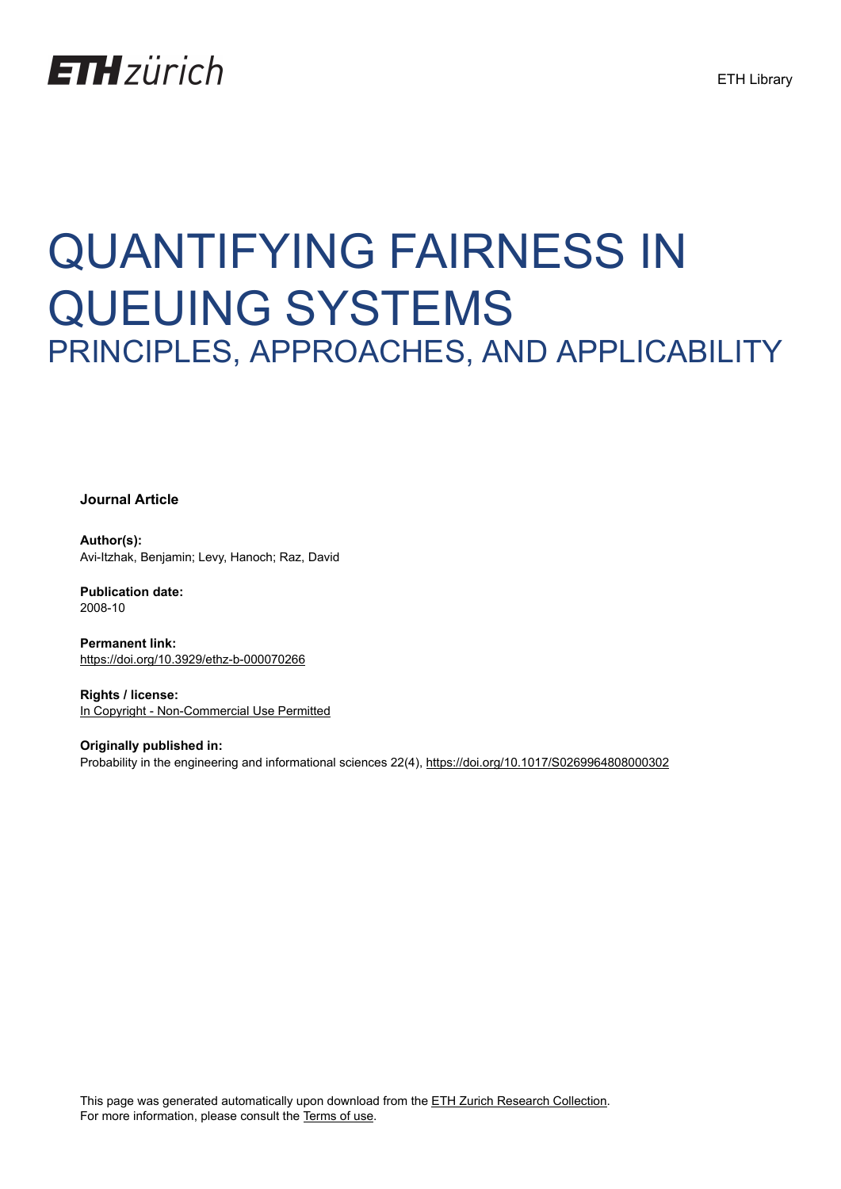ETH Library

# QUANTIFYING FAIRNESS IN QUEUING SYSTEMS

## PRINCIPLES, APPROACHES, AND APPLICABILITY

**Journal Article**

**Author(s):**
Avi-Itzhak, Benjamin; Levy, Hanoch; Raz, David

**Publication date:**
2008-10

**Permanent link:**
https://doi.org/10.3929/ethz-b-000070266

**Rights / license:**
In Copyright - Non-Commercial Use Permitted

**Originally published in:**
Probability in the engineering and informational sciences 22(4), https://doi.org/10.1017/S0269964808000302

This page was generated automatically upon download from the ETH Zurich Research Collection.
For more information, please consult the Terms of use.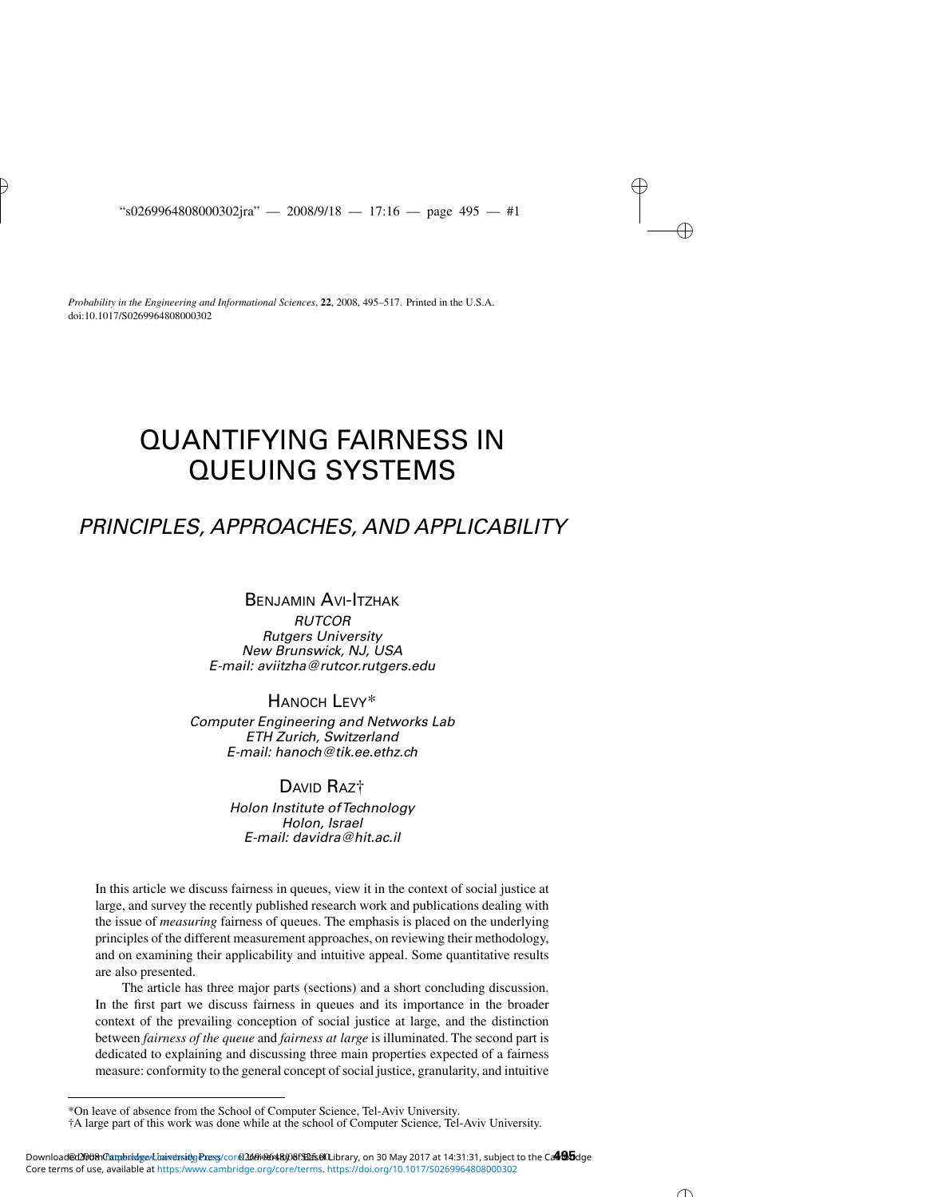Probability in the Engineering and Informational Sciences, **22**, 2008, 495–517. Printed in the U.S.A.
doi:10.1017/S0269964808000302

# QUANTIFYING FAIRNESS IN QUEUING SYSTEMS

## *PRINCIPLES, APPROACHES, AND APPLICABILITY*

Benjamin Avi-Itzhak

*RUTCOR*
*Rutgers University*
*New Brunswick, NJ, USA*
*E-mail: aviitzha@rutcor.rutgers.edu*

Hanoch Levy*

*Computer Engineering and Networks Lab*
*ETH Zurich, Switzerland*
*E-mail: hanoch@tik.ee.ethz.ch*

David Raz†

*Holon Institute of Technology*
*Holon, Israel*
*E-mail: davidra@hit.ac.il*

In this article we discuss fairness in queues, view it in the context of social justice at large, and survey the recently published research work and publications dealing with the issue of *measuring* fairness of queues. The emphasis is placed on the underlying principles of the different measurement approaches, on reviewing their methodology, and on examining their applicability and intuitive appeal. Some quantitative results are also presented.

The article has three major parts (sections) and a short concluding discussion. In the first part we discuss fairness in queues and its importance in the broader context of the prevailing conception of social justice at large, and the distinction between *fairness of the queue* and *fairness at large* is illuminated. The second part is dedicated to explaining and discussing three main properties expected of a fairness measure: conformity to the general concept of social justice, granularity, and intuitive

*On leave of absence from the School of Computer Science, Tel-Aviv University.
†A large part of this work was done while at the school of Computer Science, Tel-Aviv University.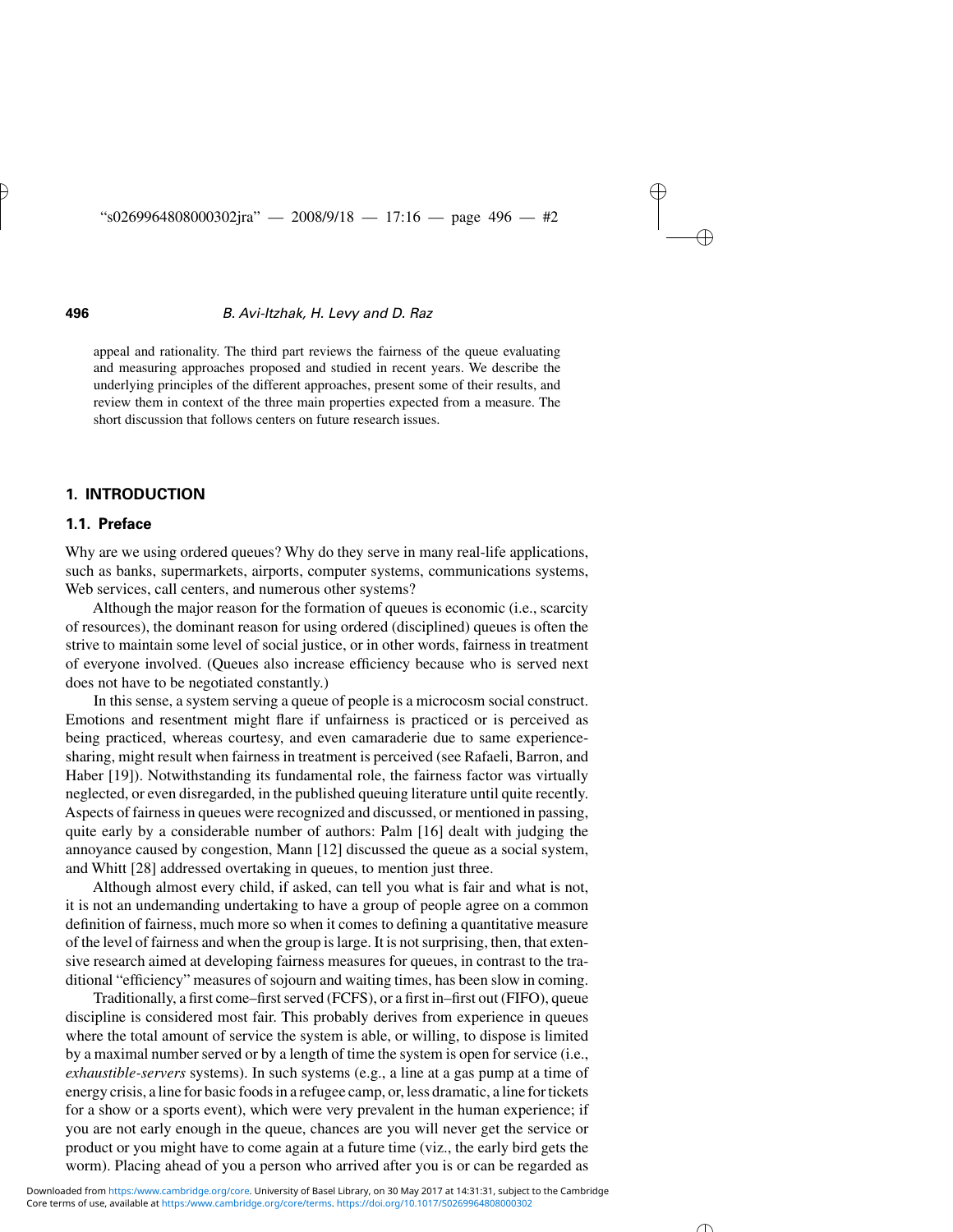appeal and rationality. The third part reviews the fairness of the queue evaluating and measuring approaches proposed and studied in recent years. We describe the underlying principles of the different approaches, present some of their results, and review them in context of the three main properties expected from a measure. The short discussion that follows centers on future research issues.

## 1. INTRODUCTION

### 1.1. Preface

Why are we using ordered queues? Why do they serve in many real-life applications, such as banks, supermarkets, airports, computer systems, communications systems, Web services, call centers, and numerous other systems?

Although the major reason for the formation of queues is economic (i.e., scarcity of resources), the dominant reason for using ordered (disciplined) queues is often the strive to maintain some level of social justice, or in other words, fairness in treatment of everyone involved. (Queues also increase efficiency because who is served next does not have to be negotiated constantly.)

In this sense, a system serving a queue of people is a microcosm social construct. Emotions and resentment might flare if unfairness is practiced or is perceived as being practiced, whereas courtesy, and even camaraderie due to same experience-sharing, might result when fairness in treatment is perceived (see Rafaeli, Barron, and Haber [19]). Notwithstanding its fundamental role, the fairness factor was virtually neglected, or even disregarded, in the published queuing literature until quite recently. Aspects of fairness in queues were recognized and discussed, or mentioned in passing, quite early by a considerable number of authors: Palm [16] dealt with judging the annoyance caused by congestion, Mann [12] discussed the queue as a social system, and Whitt [28] addressed overtaking in queues, to mention just three.

Although almost every child, if asked, can tell you what is fair and what is not, it is not an undemanding undertaking to have a group of people agree on a common definition of fairness, much more so when it comes to defining a quantitative measure of the level of fairness and when the group is large. It is not surprising, then, that extensive research aimed at developing fairness measures for queues, in contrast to the traditional "efficiency" measures of sojourn and waiting times, has been slow in coming.

Traditionally, a first come–first served (FCFS), or a first in–first out (FIFO), queue discipline is considered most fair. This probably derives from experience in queues where the total amount of service the system is able, or willing, to dispose is limited by a maximal number served or by a length of time the system is open for service (i.e., *exhaustible-servers* systems). In such systems (e.g., a line at a gas pump at a time of energy crisis, a line for basic foods in a refugee camp, or, less dramatic, a line for tickets for a show or a sports event), which were very prevalent in the human experience; if you are not early enough in the queue, chances are you will never get the service or product or you might have to come again at a future time (viz., the early bird gets the worm). Placing ahead of you a person who arrived after you is or can be regarded as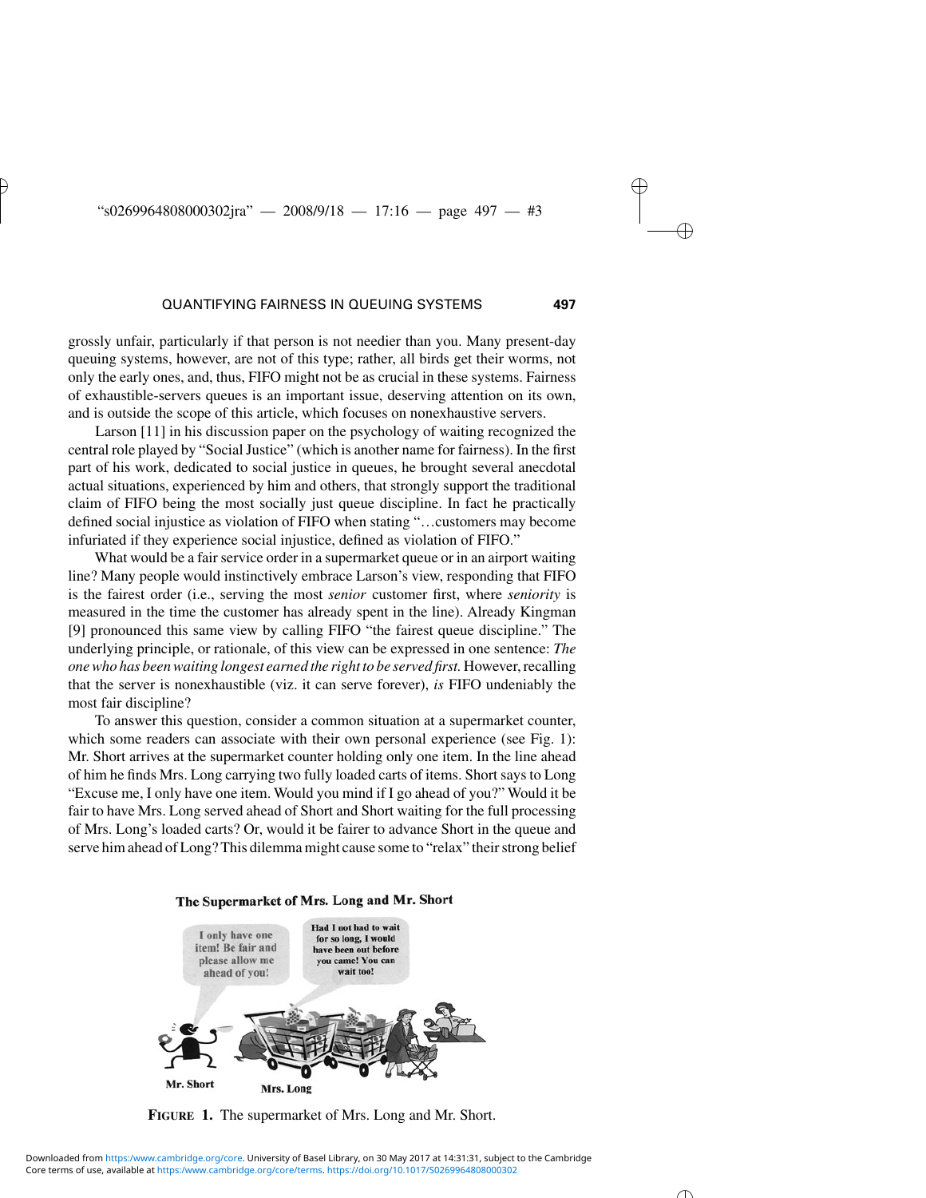grossly unfair, particularly if that person is not needier than you. Many present-day queuing systems, however, are not of this type; rather, all birds get their worms, not only the early ones, and, thus, FIFO might not be as crucial in these systems. Fairness of exhaustible-servers queues is an important issue, deserving attention on its own, and is outside the scope of this article, which focuses on nonexhaustive servers.

Larson [11] in his discussion paper on the psychology of waiting recognized the central role played by "Social Justice" (which is another name for fairness). In the first part of his work, dedicated to social justice in queues, he brought several anecdotal actual situations, experienced by him and others, that strongly support the traditional claim of FIFO being the most socially just queue discipline. In fact he practically defined social injustice as violation of FIFO when stating "…customers may become infuriated if they experience social injustice, defined as violation of FIFO."

What would be a fair service order in a supermarket queue or in an airport waiting line? Many people would instinctively embrace Larson's view, responding that FIFO is the fairest order (i.e., serving the most *senior* customer first, where *seniority* is measured in the time the customer has already spent in the line). Already Kingman [9] pronounced this same view by calling FIFO "the fairest queue discipline." The underlying principle, or rationale, of this view can be expressed in one sentence: *The one who has been waiting longest earned the right to be served first.* However, recalling that the server is nonexhaustible (viz. it can serve forever), *is* FIFO undeniably the most fair discipline?

To answer this question, consider a common situation at a supermarket counter, which some readers can associate with their own personal experience (see Fig. 1): Mr. Short arrives at the supermarket counter holding only one item. In the line ahead of him he finds Mrs. Long carrying two fully loaded carts of items. Short says to Long "Excuse me, I only have one item. Would you mind if I go ahead of you?" Would it be fair to have Mrs. Long served ahead of Short and Short waiting for the full processing of Mrs. Long's loaded carts? Or, would it be fairer to advance Short in the queue and serve him ahead of Long? This dilemma might cause some to "relax" their strong belief

**FIGURE 1.** The supermarket of Mrs. Long and Mr. Short.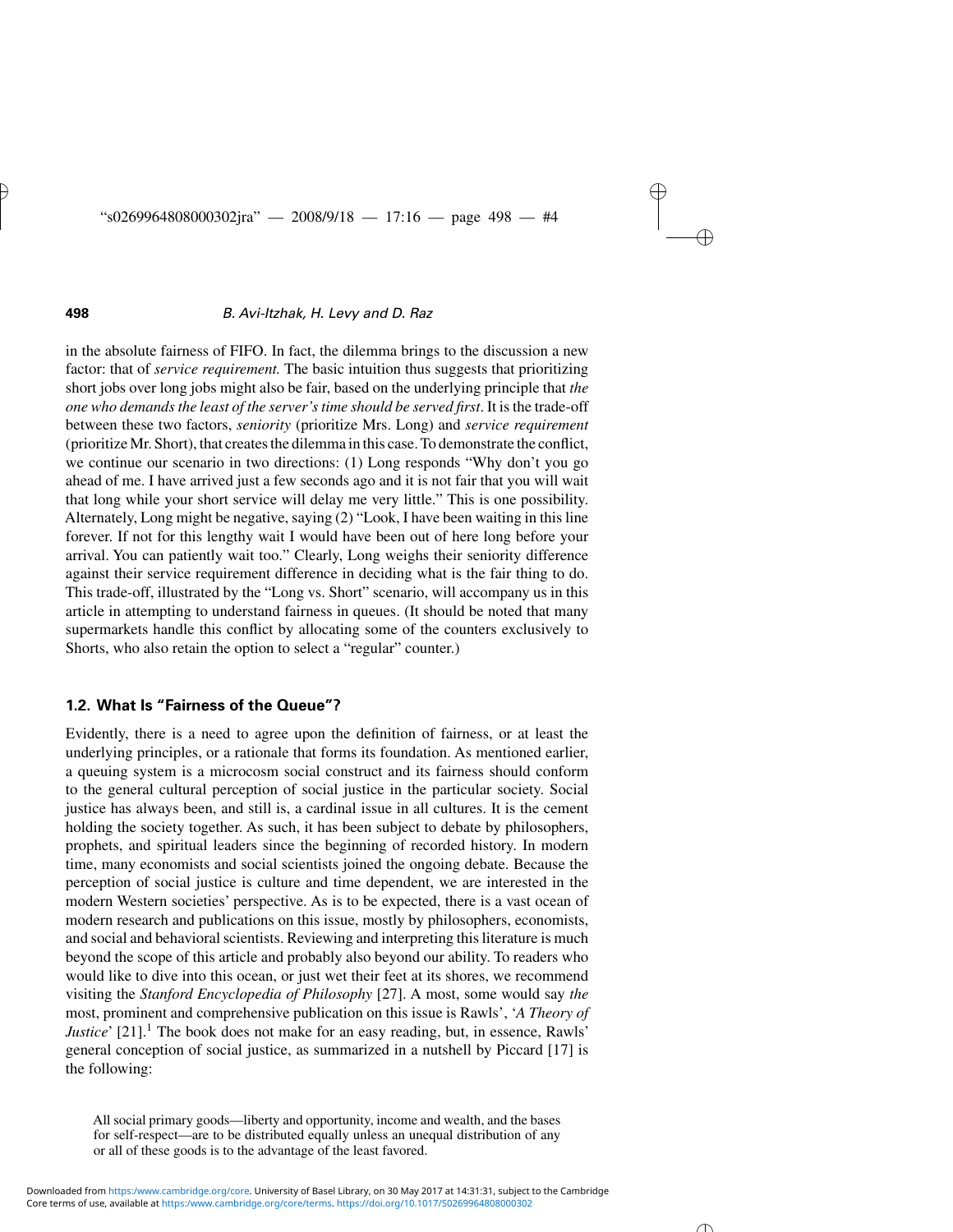in the absolute fairness of FIFO. In fact, the dilemma brings to the discussion a new factor: that of *service requirement.* The basic intuition thus suggests that prioritizing short jobs over long jobs might also be fair, based on the underlying principle that *the one who demands the least of the server's time should be served first*. It is the trade-off between these two factors, *seniority* (prioritize Mrs. Long) and *service requirement* (prioritize Mr. Short), that creates the dilemma in this case. To demonstrate the conflict, we continue our scenario in two directions: (1) Long responds "Why don't you go ahead of me. I have arrived just a few seconds ago and it is not fair that you will wait that long while your short service will delay me very little." This is one possibility. Alternately, Long might be negative, saying (2) "Look, I have been waiting in this line forever. If not for this lengthy wait I would have been out of here long before your arrival. You can patiently wait too." Clearly, Long weighs their seniority difference against their service requirement difference in deciding what is the fair thing to do. This trade-off, illustrated by the "Long vs. Short" scenario, will accompany us in this article in attempting to understand fairness in queues. (It should be noted that many supermarkets handle this conflict by allocating some of the counters exclusively to Shorts, who also retain the option to select a "regular" counter.)

### 1.2. What Is "Fairness of the Queue"?

Evidently, there is a need to agree upon the definition of fairness, or at least the underlying principles, or a rationale that forms its foundation. As mentioned earlier, a queuing system is a microcosm social construct and its fairness should conform to the general cultural perception of social justice in the particular society. Social justice has always been, and still is, a cardinal issue in all cultures. It is the cement holding the society together. As such, it has been subject to debate by philosophers, prophets, and spiritual leaders since the beginning of recorded history. In modern time, many economists and social scientists joined the ongoing debate. Because the perception of social justice is culture and time dependent, we are interested in the modern Western societies' perspective. As is to be expected, there is a vast ocean of modern research and publications on this issue, mostly by philosophers, economists, and social and behavioral scientists. Reviewing and interpreting this literature is much beyond the scope of this article and probably also beyond our ability. To readers who would like to dive into this ocean, or just wet their feet at its shores, we recommend visiting the *Stanford Encyclopedia of Philosophy* [27]. A most, some would say *the* most, prominent and comprehensive publication on this issue is Rawls', '*A Theory of Justice*' [21].[1] The book does not make for an easy reading, but, in essence, Rawls' general conception of social justice, as summarized in a nutshell by Piccard [17] is the following:

> All social primary goods—liberty and opportunity, income and wealth, and the bases for self-respect—are to be distributed equally unless an unequal distribution of any or all of these goods is to the advantage of the least favored.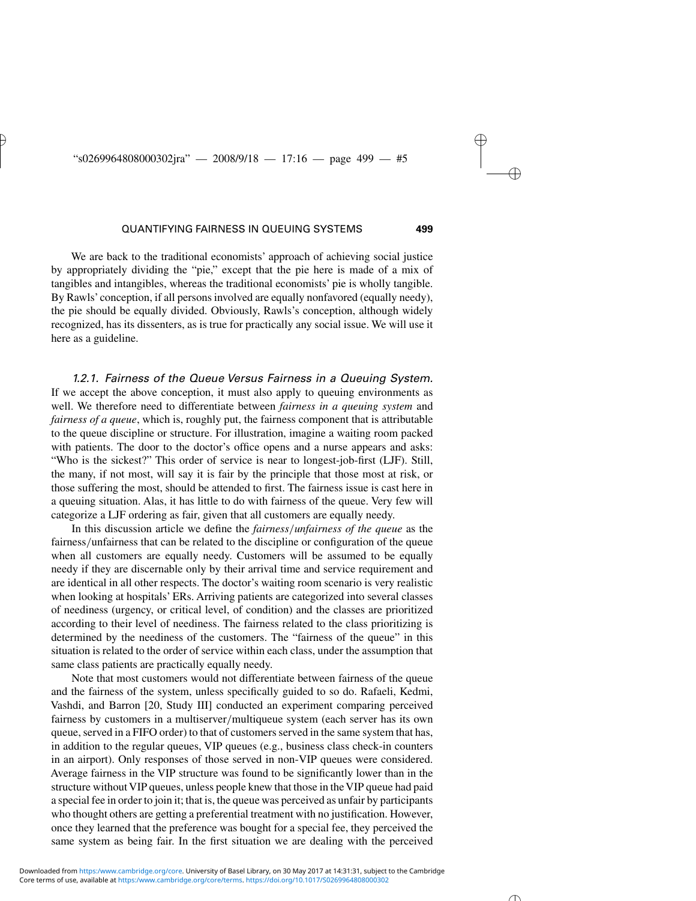We are back to the traditional economists' approach of achieving social justice by appropriately dividing the "pie," except that the pie here is made of a mix of tangibles and intangibles, whereas the traditional economists' pie is wholly tangible. By Rawls' conception, if all persons involved are equally nonfavored (equally needy), the pie should be equally divided. Obviously, Rawls's conception, although widely recognized, has its dissenters, as is true for practically any social issue. We will use it here as a guideline.

#### *1.2.1. Fairness of the Queue Versus Fairness in a Queuing System.*

If we accept the above conception, it must also apply to queuing environments as well. We therefore need to differentiate between *fairness in a queuing system* and *fairness of a queue*, which is, roughly put, the fairness component that is attributable to the queue discipline or structure. For illustration, imagine a waiting room packed with patients. The door to the doctor's office opens and a nurse appears and asks: "Who is the sickest?" This order of service is near to longest-job-first (LJF). Still, the many, if not most, will say it is fair by the principle that those most at risk, or those suffering the most, should be attended to first. The fairness issue is cast here in a queuing situation. Alas, it has little to do with fairness of the queue. Very few will categorize a LJF ordering as fair, given that all customers are equally needy.

In this discussion article we define the *fairness/unfairness of the queue* as the fairness/unfairness that can be related to the discipline or configuration of the queue when all customers are equally needy. Customers will be assumed to be equally needy if they are discernable only by their arrival time and service requirement and are identical in all other respects. The doctor's waiting room scenario is very realistic when looking at hospitals' ERs. Arriving patients are categorized into several classes of neediness (urgency, or critical level, of condition) and the classes are prioritized according to their level of neediness. The fairness related to the class prioritizing is determined by the neediness of the customers. The "fairness of the queue" in this situation is related to the order of service within each class, under the assumption that same class patients are practically equally needy.

Note that most customers would not differentiate between fairness of the queue and the fairness of the system, unless specifically guided to so do. Rafaeli, Kedmi, Vashdi, and Barron [20, Study III] conducted an experiment comparing perceived fairness by customers in a multiserver/multiqueue system (each server has its own queue, served in a FIFO order) to that of customers served in the same system that has, in addition to the regular queues, VIP queues (e.g., business class check-in counters in an airport). Only responses of those served in non-VIP queues were considered. Average fairness in the VIP structure was found to be significantly lower than in the structure without VIP queues, unless people knew that those in the VIP queue had paid a special fee in order to join it; that is, the queue was perceived as unfair by participants who thought others are getting a preferential treatment with no justification. However, once they learned that the preference was bought for a special fee, they perceived the same system as being fair. In the first situation we are dealing with the perceived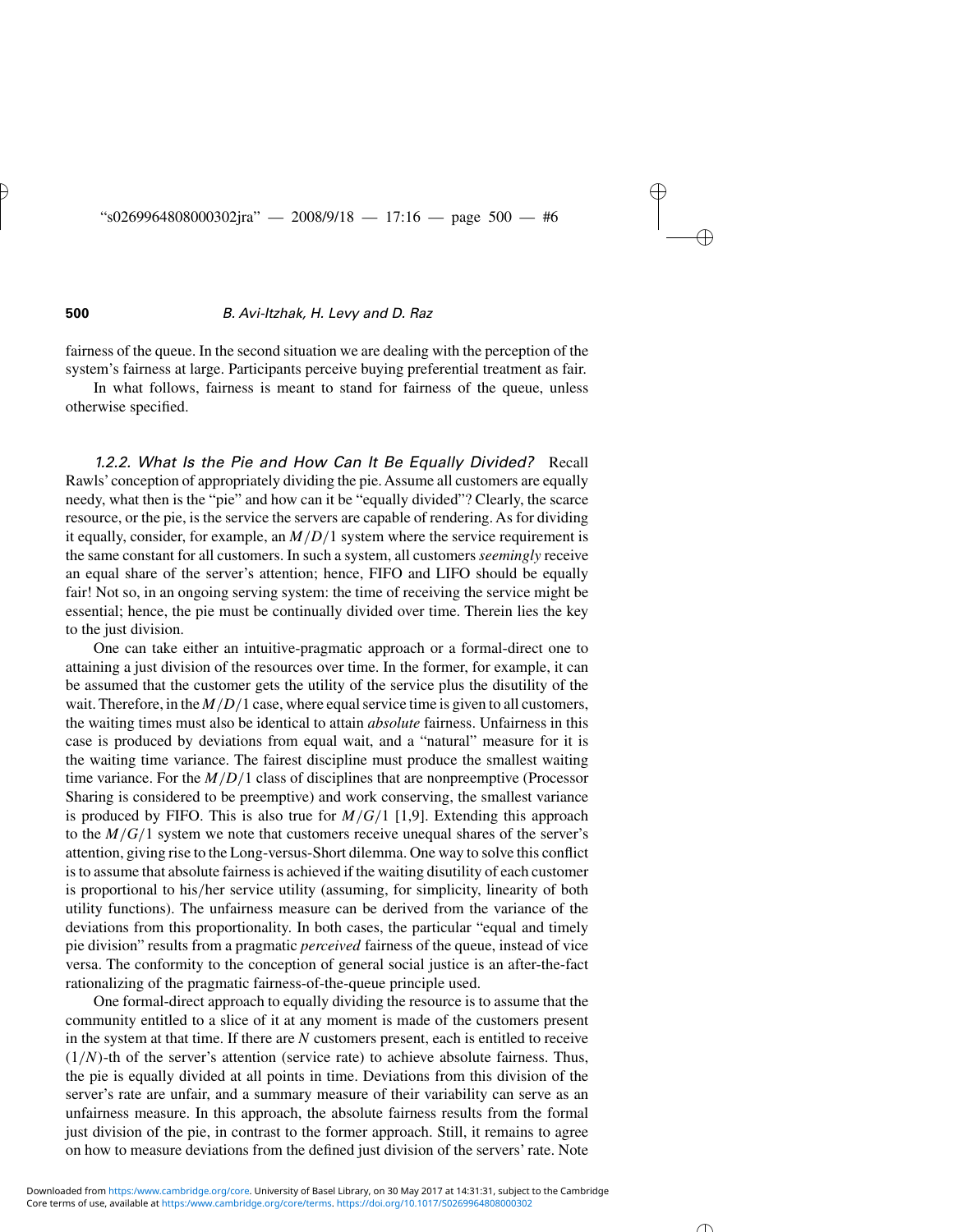fairness of the queue. In the second situation we are dealing with the perception of the system's fairness at large. Participants perceive buying preferential treatment as fair.

In what follows, fairness is meant to stand for fairness of the queue, unless otherwise specified.

#### *1.2.2. What Is the Pie and How Can It Be Equally Divided?*

Recall Rawls' conception of appropriately dividing the pie. Assume all customers are equally needy, what then is the "pie" and how can it be "equally divided"? Clearly, the scarce resource, or the pie, is the service the servers are capable of rendering. As for dividing it equally, consider, for example, an $M/D/1$ system where the service requirement is the same constant for all customers. In such a system, all customers *seemingly* receive an equal share of the server's attention; hence, FIFO and LIFO should be equally fair! Not so, in an ongoing serving system: the time of receiving the service might be essential; hence, the pie must be continually divided over time. Therein lies the key to the just division.

One can take either an intuitive-pragmatic approach or a formal-direct one to attaining a just division of the resources over time. In the former, for example, it can be assumed that the customer gets the utility of the service plus the disutility of the wait. Therefore, in the $M/D/1$ case, where equal service time is given to all customers, the waiting times must also be identical to attain *absolute* fairness. Unfairness in this case is produced by deviations from equal wait, and a "natural" measure for it is the waiting time variance. The fairest discipline must produce the smallest waiting time variance. For the $M/D/1$ class of disciplines that are nonpreemptive (Processor Sharing is considered to be preemptive) and work conserving, the smallest variance is produced by FIFO. This is also true for $M/G/1$ [1,9]. Extending this approach to the $M/G/1$ system we note that customers receive unequal shares of the server's attention, giving rise to the Long-versus-Short dilemma. One way to solve this conflict is to assume that absolute fairness is achieved if the waiting disutility of each customer is proportional to his/her service utility (assuming, for simplicity, linearity of both utility functions). The unfairness measure can be derived from the variance of the deviations from this proportionality. In both cases, the particular "equal and timely pie division" results from a pragmatic *perceived* fairness of the queue, instead of vice versa. The conformity to the conception of general social justice is an after-the-fact rationalizing of the pragmatic fairness-of-the-queue principle used.

One formal-direct approach to equally dividing the resource is to assume that the community entitled to a slice of it at any moment is made of the customers present in the system at that time. If there are $N$ customers present, each is entitled to receive $(1/N)$-th of the server's attention (service rate) to achieve absolute fairness. Thus, the pie is equally divided at all points in time. Deviations from this division of the server's rate are unfair, and a summary measure of their variability can serve as an unfairness measure. In this approach, the absolute fairness results from the formal just division of the pie, in contrast to the former approach. Still, it remains to agree on how to measure deviations from the defined just division of the servers' rate. Note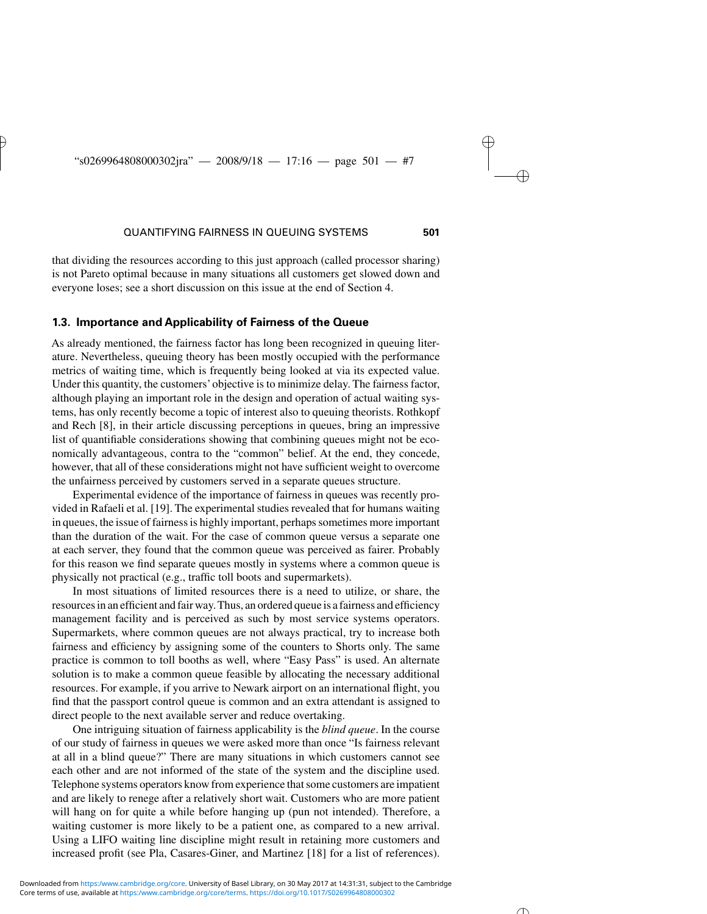that dividing the resources according to this just approach (called processor sharing) is not Pareto optimal because in many situations all customers get slowed down and everyone loses; see a short discussion on this issue at the end of Section 4.

### 1.3. Importance and Applicability of Fairness of the Queue

As already mentioned, the fairness factor has long been recognized in queuing literature. Nevertheless, queuing theory has been mostly occupied with the performance metrics of waiting time, which is frequently being looked at via its expected value. Under this quantity, the customers' objective is to minimize delay. The fairness factor, although playing an important role in the design and operation of actual waiting systems, has only recently become a topic of interest also to queuing theorists. Rothkopf and Rech [8], in their article discussing perceptions in queues, bring an impressive list of quantifiable considerations showing that combining queues might not be economically advantageous, contra to the "common" belief. At the end, they concede, however, that all of these considerations might not have sufficient weight to overcome the unfairness perceived by customers served in a separate queues structure.

Experimental evidence of the importance of fairness in queues was recently provided in Rafaeli et al. [19]. The experimental studies revealed that for humans waiting in queues, the issue of fairness is highly important, perhaps sometimes more important than the duration of the wait. For the case of common queue versus a separate one at each server, they found that the common queue was perceived as fairer. Probably for this reason we find separate queues mostly in systems where a common queue is physically not practical (e.g., traffic toll boots and supermarkets).

In most situations of limited resources there is a need to utilize, or share, the resources in an efficient and fair way. Thus, an ordered queue is a fairness and efficiency management facility and is perceived as such by most service systems operators. Supermarkets, where common queues are not always practical, try to increase both fairness and efficiency by assigning some of the counters to Shorts only. The same practice is common to toll booths as well, where "Easy Pass" is used. An alternate solution is to make a common queue feasible by allocating the necessary additional resources. For example, if you arrive to Newark airport on an international flight, you find that the passport control queue is common and an extra attendant is assigned to direct people to the next available server and reduce overtaking.

One intriguing situation of fairness applicability is the *blind queue*. In the course of our study of fairness in queues we were asked more than once "Is fairness relevant at all in a blind queue?" There are many situations in which customers cannot see each other and are not informed of the state of the system and the discipline used. Telephone systems operators know from experience that some customers are impatient and are likely to renege after a relatively short wait. Customers who are more patient will hang on for quite a while before hanging up (pun not intended). Therefore, a waiting customer is more likely to be a patient one, as compared to a new arrival. Using a LIFO waiting line discipline might result in retaining more customers and increased profit (see Pla, Casares-Giner, and Martinez [18] for a list of references).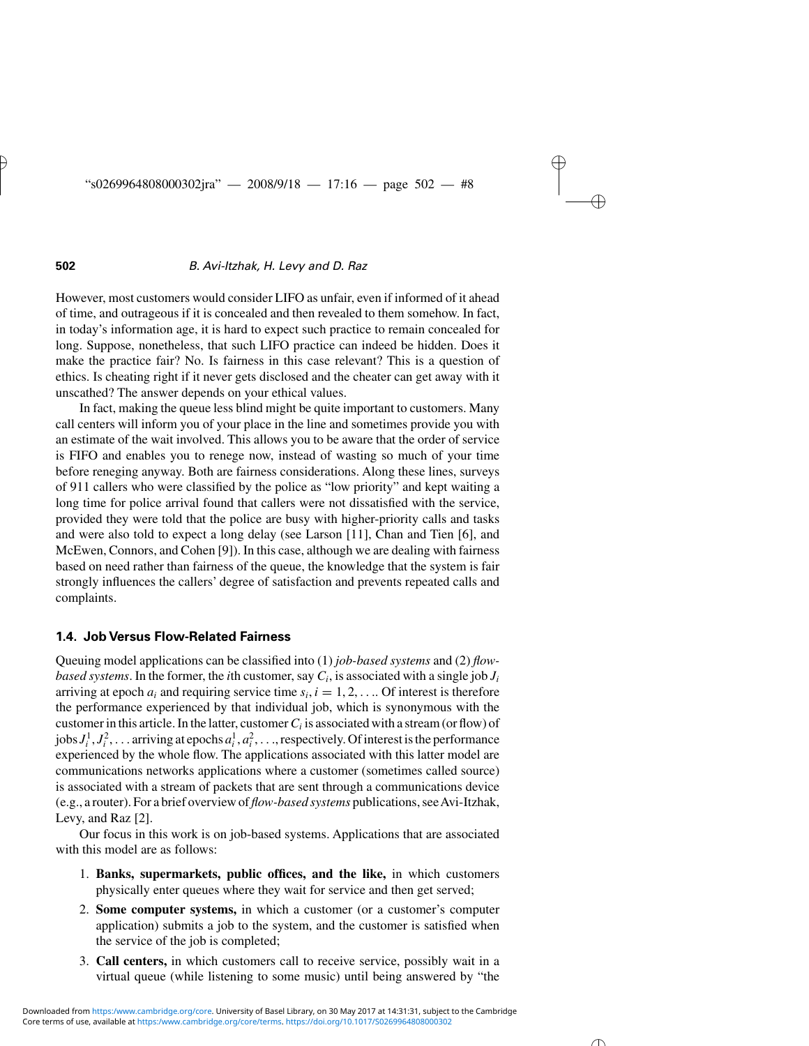However, most customers would consider LIFO as unfair, even if informed of it ahead of time, and outrageous if it is concealed and then revealed to them somehow. In fact, in today's information age, it is hard to expect such practice to remain concealed for long. Suppose, nonetheless, that such LIFO practice can indeed be hidden. Does it make the practice fair? No. Is fairness in this case relevant? This is a question of ethics. Is cheating right if it never gets disclosed and the cheater can get away with it unscathed? The answer depends on your ethical values.

In fact, making the queue less blind might be quite important to customers. Many call centers will inform you of your place in the line and sometimes provide you with an estimate of the wait involved. This allows you to be aware that the order of service is FIFO and enables you to renege now, instead of wasting so much of your time before reneging anyway. Both are fairness considerations. Along these lines, surveys of 911 callers who were classified by the police as "low priority" and kept waiting a long time for police arrival found that callers were not dissatisfied with the service, provided they were told that the police are busy with higher-priority calls and tasks and were also told to expect a long delay (see Larson [11], Chan and Tien [6], and McEwen, Connors, and Cohen [9]). In this case, although we are dealing with fairness based on need rather than fairness of the queue, the knowledge that the system is fair strongly influences the callers' degree of satisfaction and prevents repeated calls and complaints.

### 1.4. Job Versus Flow-Related Fairness

Queuing model applications can be classified into (1) *job-based systems* and (2) *flow-based systems*. In the former, the $i$th customer, say $C_i$, is associated with a single job $J_i$ arriving at epoch $a_i$ and requiring service time $s_i$, $i = 1, 2, \ldots$. Of interest is therefore the performance experienced by that individual job, which is synonymous with the customer in this article. In the latter, customer $C_i$ is associated with a stream (or flow) of jobs $J_i^1, J_i^2, \ldots$ arriving at epochs $a_i^1, a_i^2, \ldots$, respectively. Of interest is the performance experienced by the whole flow. The applications associated with this latter model are communications networks applications where a customer (sometimes called source) is associated with a stream of packets that are sent through a communications device (e.g., a router). For a brief overview of *flow-based systems* publications, see Avi-Itzhak, Levy, and Raz [2].

Our focus in this work is on job-based systems. Applications that are associated with this model are as follows:

1. **Banks, supermarkets, public offices, and the like,** in which customers physically enter queues where they wait for service and then get served;
2. **Some computer systems,** in which a customer (or a customer's computer application) submits a job to the system, and the customer is satisfied when the service of the job is completed;
3. **Call centers,** in which customers call to receive service, possibly wait in a virtual queue (while listening to some music) until being answered by "the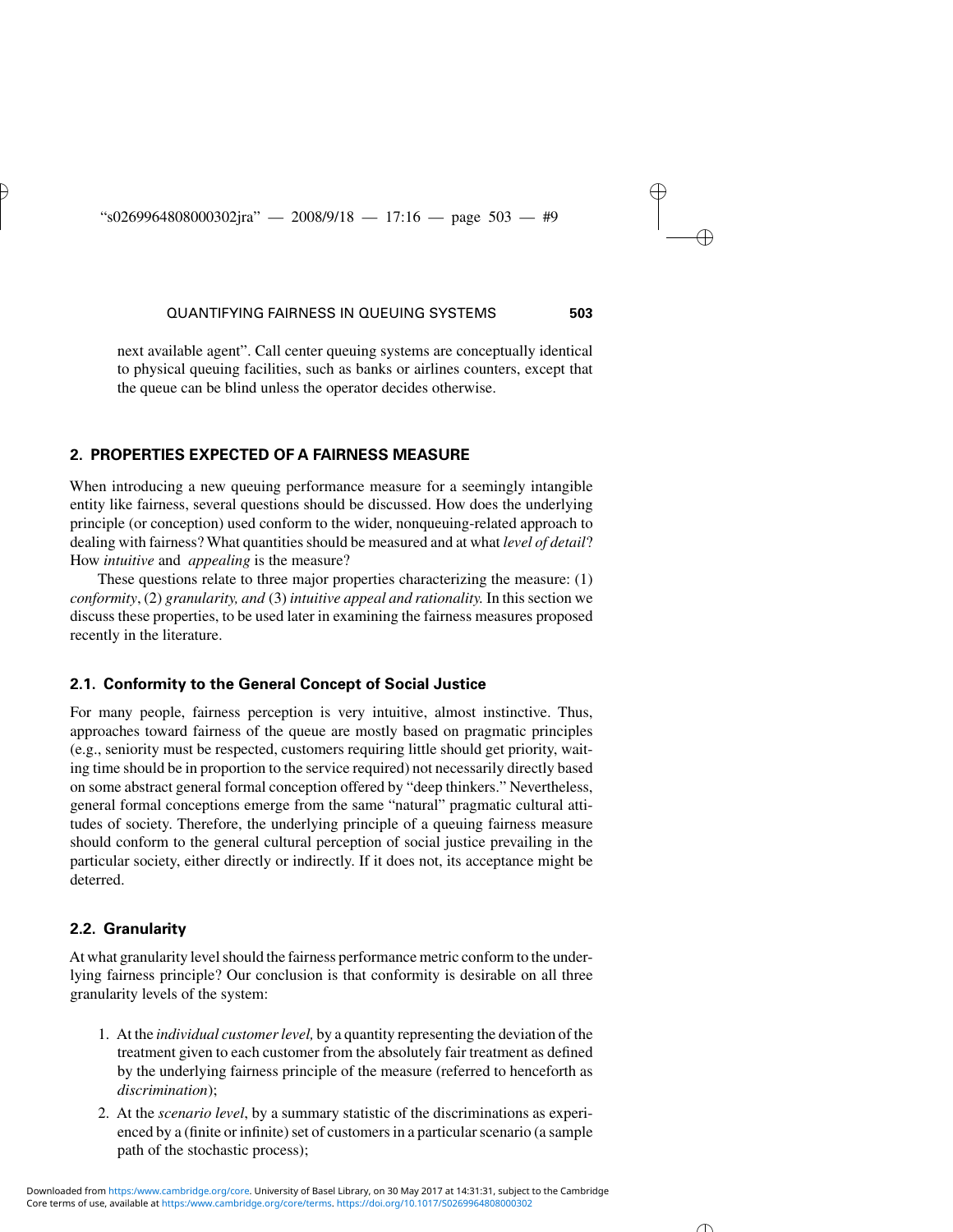next available agent". Call center queuing systems are conceptually identical to physical queuing facilities, such as banks or airlines counters, except that the queue can be blind unless the operator decides otherwise.

## 2. PROPERTIES EXPECTED OF A FAIRNESS MEASURE

When introducing a new queuing performance measure for a seemingly intangible entity like fairness, several questions should be discussed. How does the underlying principle (or conception) used conform to the wider, nonqueuing-related approach to dealing with fairness? What quantities should be measured and at what *level of detail*? How *intuitive* and *appealing* is the measure?

These questions relate to three major properties characterizing the measure: (1) *conformity*, (2) *granularity, and* (3) *intuitive appeal and rationality.* In this section we discuss these properties, to be used later in examining the fairness measures proposed recently in the literature.

### 2.1. Conformity to the General Concept of Social Justice

For many people, fairness perception is very intuitive, almost instinctive. Thus, approaches toward fairness of the queue are mostly based on pragmatic principles (e.g., seniority must be respected, customers requiring little should get priority, waiting time should be in proportion to the service required) not necessarily directly based on some abstract general formal conception offered by "deep thinkers." Nevertheless, general formal conceptions emerge from the same "natural" pragmatic cultural attitudes of society. Therefore, the underlying principle of a queuing fairness measure should conform to the general cultural perception of social justice prevailing in the particular society, either directly or indirectly. If it does not, its acceptance might be deterred.

### 2.2. Granularity

At what granularity level should the fairness performance metric conform to the underlying fairness principle? Our conclusion is that conformity is desirable on all three granularity levels of the system:

1. At the *individual customer level,* by a quantity representing the deviation of the treatment given to each customer from the absolutely fair treatment as defined by the underlying fairness principle of the measure (referred to henceforth as *discrimination*);
2. At the *scenario level*, by a summary statistic of the discriminations as experienced by a (finite or infinite) set of customers in a particular scenario (a sample path of the stochastic process);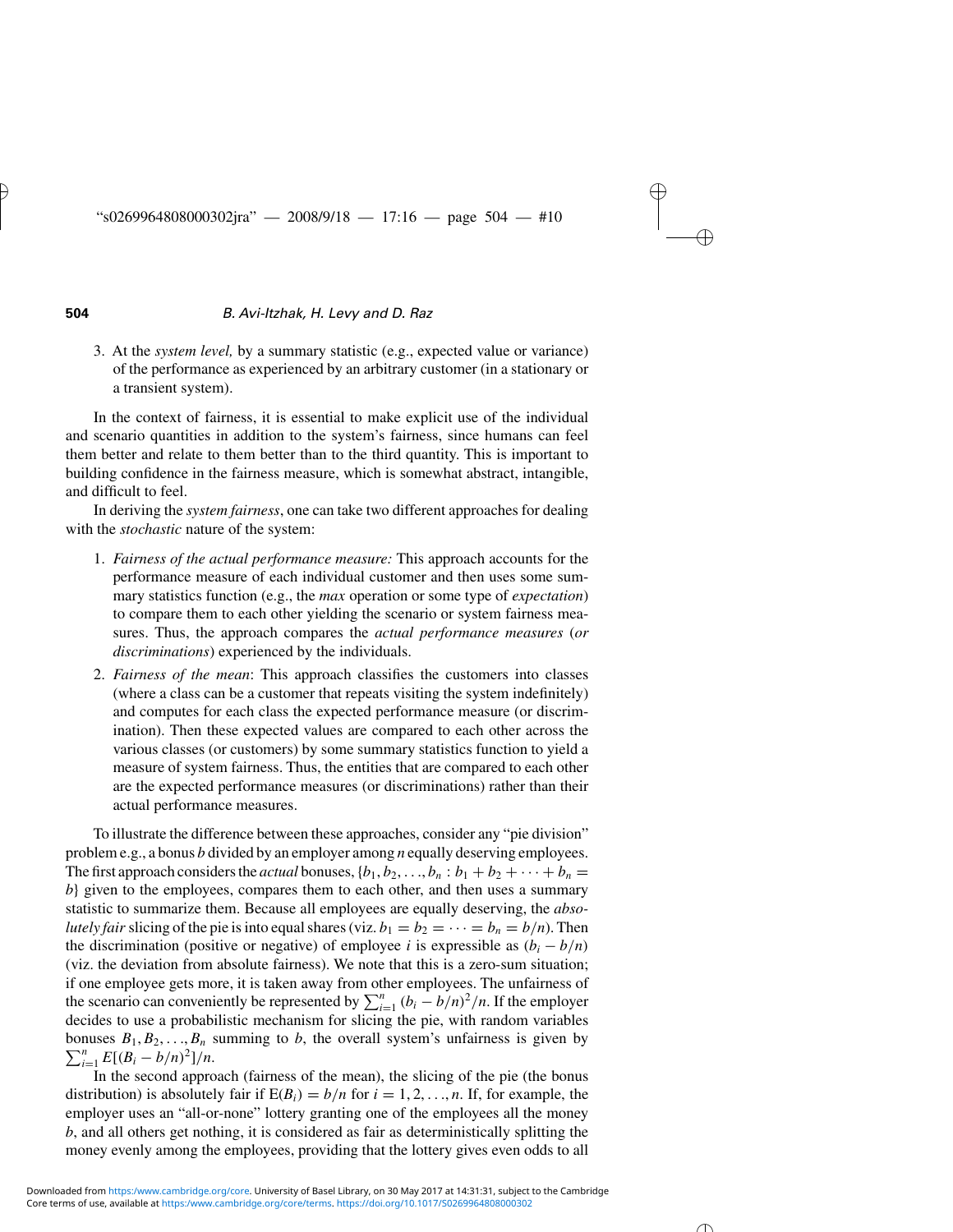3. At the *system level,* by a summary statistic (e.g., expected value or variance) of the performance as experienced by an arbitrary customer (in a stationary or a transient system).

In the context of fairness, it is essential to make explicit use of the individual and scenario quantities in addition to the system's fairness, since humans can feel them better and relate to them better than to the third quantity. This is important to building confidence in the fairness measure, which is somewhat abstract, intangible, and difficult to feel.

In deriving the *system fairness*, one can take two different approaches for dealing with the *stochastic* nature of the system:

1. *Fairness of the actual performance measure:* This approach accounts for the performance measure of each individual customer and then uses some summary statistics function (e.g., the *max* operation or some type of *expectation*) to compare them to each other yielding the scenario or system fairness measures. Thus, the approach compares the *actual performance measures* (*or discriminations*) experienced by the individuals.
2. *Fairness of the mean*: This approach classifies the customers into classes (where a class can be a customer that repeats visiting the system indefinitely) and computes for each class the expected performance measure (or discrimination). Then these expected values are compared to each other across the various classes (or customers) by some summary statistics function to yield a measure of system fairness. Thus, the entities that are compared to each other are the expected performance measures (or discriminations) rather than their actual performance measures.

To illustrate the difference between these approaches, consider any "pie division" problem e.g., a bonus $b$ divided by an employer among $n$ equally deserving employees. The first approach considers the *actual* bonuses, $\{b_1, b_2, \ldots, b_n : b_1 + b_2 + \cdots + b_n = b\}$ given to the employees, compares them to each other, and then uses a summary statistic to summarize them. Because all employees are equally deserving, the *absolutely fair* slicing of the pie is into equal shares (viz. $b_1 = b_2 = \cdots = b_n = b/n$). Then the discrimination (positive or negative) of employee $i$ is expressible as $(b_i - b/n)$ (viz. the deviation from absolute fairness). We note that this is a zero-sum situation; if one employee gets more, it is taken away from other employees. The unfairness of the scenario can conveniently be represented by $\sum_{i=1}^{n} (b_i - b/n)^2/n$. If the employer decides to use a probabilistic mechanism for slicing the pie, with random variables bonuses $B_1, B_2, \ldots, B_n$ summing to $b$, the overall system's unfairness is given by $\sum_{i=1}^{n} E[(B_i - b/n)^2]/n$.

In the second approach (fairness of the mean), the slicing of the pie (the bonus distribution) is absolutely fair if $E(B_i) = b/n$ for $i = 1, 2, \ldots, n$. If, for example, the employer uses an "all-or-none" lottery granting one of the employees all the money $b$, and all others get nothing, it is considered as fair as deterministically splitting the money evenly among the employees, providing that the lottery gives even odds to all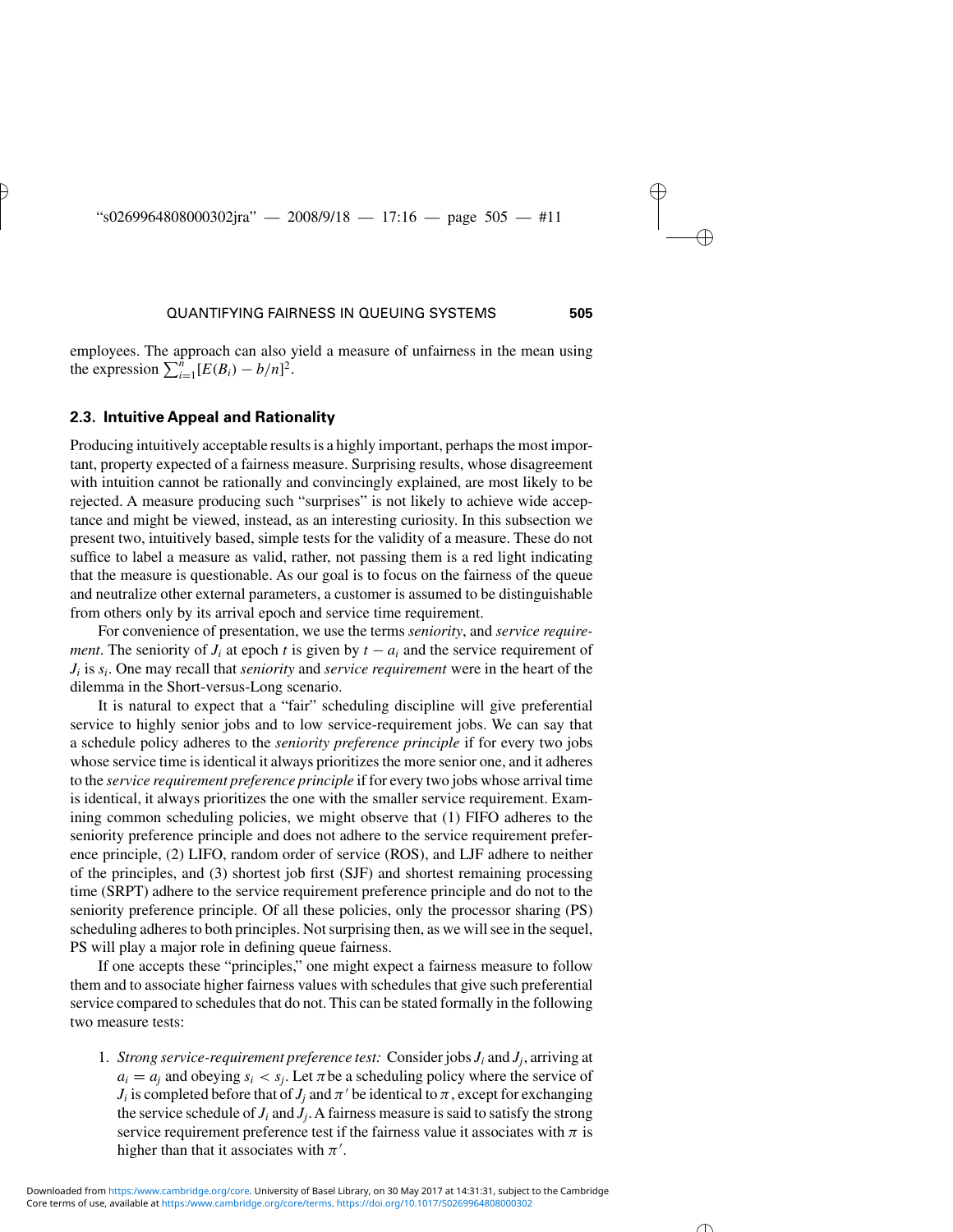employees. The approach can also yield a measure of unfairness in the mean using the expression $\sum_{i=1}^{n}[E(B_i) - b/n]^2$.

### 2.3. Intuitive Appeal and Rationality

Producing intuitively acceptable results is a highly important, perhaps the most important, property expected of a fairness measure. Surprising results, whose disagreement with intuition cannot be rationally and convincingly explained, are most likely to be rejected. A measure producing such "surprises" is not likely to achieve wide acceptance and might be viewed, instead, as an interesting curiosity. In this subsection we present two, intuitively based, simple tests for the validity of a measure. These do not suffice to label a measure as valid, rather, not passing them is a red light indicating that the measure is questionable. As our goal is to focus on the fairness of the queue and neutralize other external parameters, a customer is assumed to be distinguishable from others only by its arrival epoch and service time requirement.

For convenience of presentation, we use the terms *seniority*, and *service requirement*. The seniority of $J_i$ at epoch $t$ is given by $t - a_i$ and the service requirement of $J_i$ is $s_i$. One may recall that *seniority* and *service requirement* were in the heart of the dilemma in the Short-versus-Long scenario.

It is natural to expect that a "fair" scheduling discipline will give preferential service to highly senior jobs and to low service-requirement jobs. We can say that a schedule policy adheres to the *seniority preference principle* if for every two jobs whose service time is identical it always prioritizes the more senior one, and it adheres to the *service requirement preference principle* if for every two jobs whose arrival time is identical, it always prioritizes the one with the smaller service requirement. Examining common scheduling policies, we might observe that (1) FIFO adheres to the seniority preference principle and does not adhere to the service requirement preference principle, (2) LIFO, random order of service (ROS), and LJF adhere to neither of the principles, and (3) shortest job first (SJF) and shortest remaining processing time (SRPT) adhere to the service requirement preference principle and do not to the seniority preference principle. Of all these policies, only the processor sharing (PS) scheduling adheres to both principles. Not surprising then, as we will see in the sequel, PS will play a major role in defining queue fairness.

If one accepts these "principles," one might expect a fairness measure to follow them and to associate higher fairness values with schedules that give such preferential service compared to schedules that do not. This can be stated formally in the following two measure tests:

1. *Strong service-requirement preference test:* Consider jobs $J_i$ and $J_j$, arriving at $a_i = a_j$ and obeying $s_i < s_j$. Let $\pi$ be a scheduling policy where the service of $J_i$ is completed before that of $J_j$ and $\pi'$ be identical to $\pi$, except for exchanging the service schedule of $J_i$ and $J_j$. A fairness measure is said to satisfy the strong service requirement preference test if the fairness value it associates with $\pi$ is higher than that it associates with $\pi'$.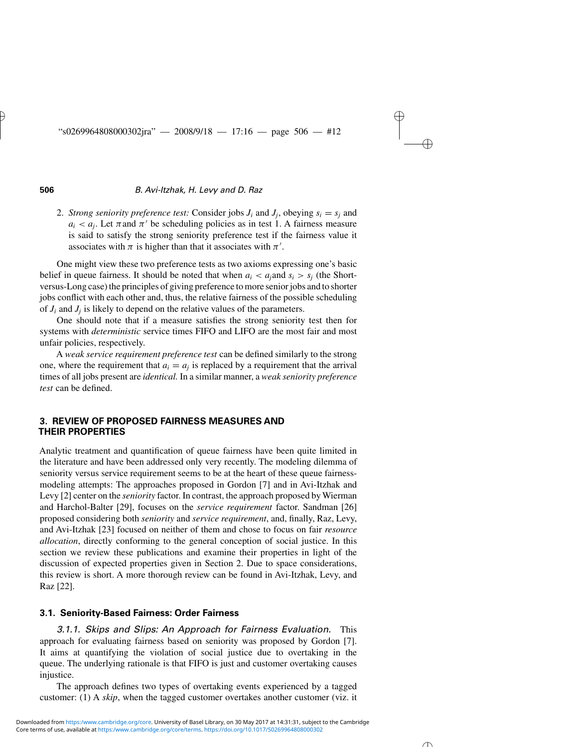2. *Strong seniority preference test:* Consider jobs $J_i$ and $J_j$, obeying $s_i = s_j$ and $a_i < a_j$. Let $\pi$ and $\pi'$ be scheduling policies as in test 1. A fairness measure is said to satisfy the strong seniority preference test if the fairness value it associates with $\pi$ is higher than that it associates with $\pi'$.

One might view these two preference tests as two axioms expressing one's basic belief in queue fairness. It should be noted that when $a_i < a_j$ and $s_i > s_j$ (the Short-versus-Long case) the principles of giving preference to more senior jobs and to shorter jobs conflict with each other and, thus, the relative fairness of the possible scheduling of $J_i$ and $J_j$ is likely to depend on the relative values of the parameters.

One should note that if a measure satisfies the strong seniority test then for systems with *deterministic* service times FIFO and LIFO are the most fair and most unfair policies, respectively.

A *weak service requirement preference test* can be defined similarly to the strong one, where the requirement that $a_i = a_j$ is replaced by a requirement that the arrival times of all jobs present are *identical*. In a similar manner, a *weak seniority preference test* can be defined.

## 3. REVIEW OF PROPOSED FAIRNESS MEASURES AND THEIR PROPERTIES

Analytic treatment and quantification of queue fairness have been quite limited in the literature and have been addressed only very recently. The modeling dilemma of seniority versus service requirement seems to be at the heart of these queue fairness-modeling attempts: The approaches proposed in Gordon [7] and in Avi-Itzhak and Levy [2] center on the *seniority* factor. In contrast, the approach proposed by Wierman and Harchol-Balter [29], focuses on the *service requirement* factor. Sandman [26] proposed considering both *seniority* and *service requirement*, and, finally, Raz, Levy, and Avi-Itzhak [23] focused on neither of them and chose to focus on fair *resource allocation*, directly conforming to the general conception of social justice. In this section we review these publications and examine their properties in light of the discussion of expected properties given in Section 2. Due to space considerations, this review is short. A more thorough review can be found in Avi-Itzhak, Levy, and Raz [22].

### 3.1. Seniority-Based Fairness: Order Fairness

#### *3.1.1. Skips and Slips: An Approach for Fairness Evaluation.*

This approach for evaluating fairness based on seniority was proposed by Gordon [7]. It aims at quantifying the violation of social justice due to overtaking in the queue. The underlying rationale is that FIFO is just and customer overtaking causes injustice.

The approach defines two types of overtaking events experienced by a tagged customer: (1) A *skip*, when the tagged customer overtakes another customer (viz. it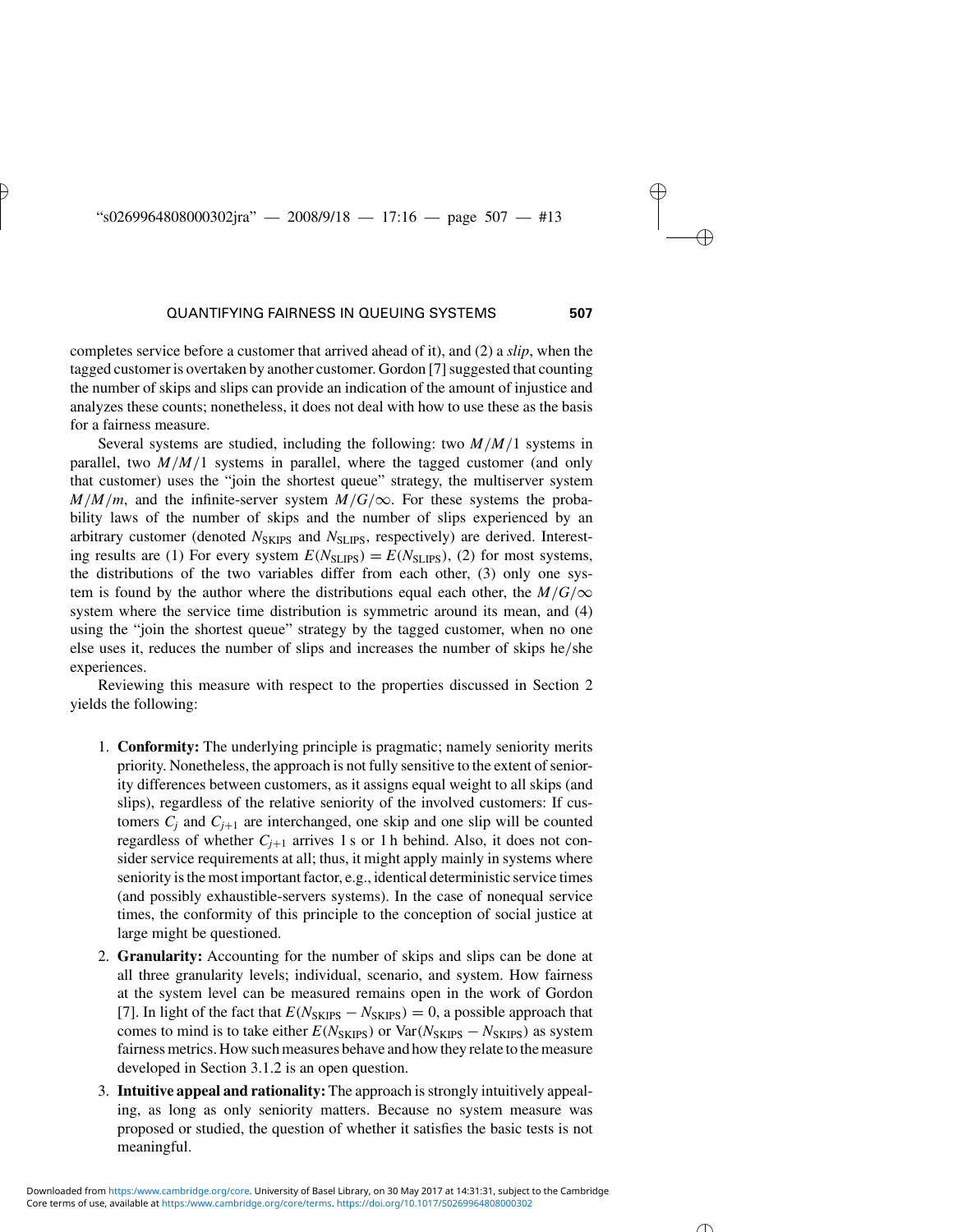completes service before a customer that arrived ahead of it), and (2) a *slip*, when the tagged customer is overtaken by another customer. Gordon [7] suggested that counting the number of skips and slips can provide an indication of the amount of injustice and analyzes these counts; nonetheless, it does not deal with how to use these as the basis for a fairness measure.

Several systems are studied, including the following: two $M/M/1$ systems in parallel, two $M/M/1$ systems in parallel, where the tagged customer (and only that customer) uses the "join the shortest queue" strategy, the multiserver system $M/M/m$, and the infinite-server system $M/G/\infty$. For these systems the probability laws of the number of skips and the number of slips experienced by an arbitrary customer (denoted $N_{\text{SKIPS}}$ and $N_{\text{SLIPS}}$, respectively) are derived. Interesting results are (1) For every system $E(N_{\text{SLIPS}}) = E(N_{\text{SLIPS}})$, (2) for most systems, the distributions of the two variables differ from each other, (3) only one system is found by the author where the distributions equal each other, the $M/G/\infty$ system where the service time distribution is symmetric around its mean, and (4) using the "join the shortest queue" strategy by the tagged customer, when no one else uses it, reduces the number of slips and increases the number of skips he/she experiences.

Reviewing this measure with respect to the properties discussed in Section 2 yields the following:

1. **Conformity:** The underlying principle is pragmatic; namely seniority merits priority. Nonetheless, the approach is not fully sensitive to the extent of seniority differences between customers, as it assigns equal weight to all skips (and slips), regardless of the relative seniority of the involved customers: If customers $C_j$ and $C_{j+1}$ are interchanged, one skip and one slip will be counted regardless of whether $C_{j+1}$ arrives 1 s or 1 h behind. Also, it does not consider service requirements at all; thus, it might apply mainly in systems where seniority is the most important factor, e.g., identical deterministic service times (and possibly exhaustible-servers systems). In the case of nonequal service times, the conformity of this principle to the conception of social justice at large might be questioned.
2. **Granularity:** Accounting for the number of skips and slips can be done at all three granularity levels; individual, scenario, and system. How fairness at the system level can be measured remains open in the work of Gordon [7]. In light of the fact that $E(N_{\text{SKIPS}} - N_{\text{SKIPS}}) = 0$, a possible approach that comes to mind is to take either $E(N_{\text{SKIPS}})$ or $\text{Var}(N_{\text{SKIPS}} - N_{\text{SKIPS}})$ as system fairness metrics. How such measures behave and how they relate to the measure developed in Section 3.1.2 is an open question.
3. **Intuitive appeal and rationality:** The approach is strongly intuitively appealing, as long as only seniority matters. Because no system measure was proposed or studied, the question of whether it satisfies the basic tests is not meaningful.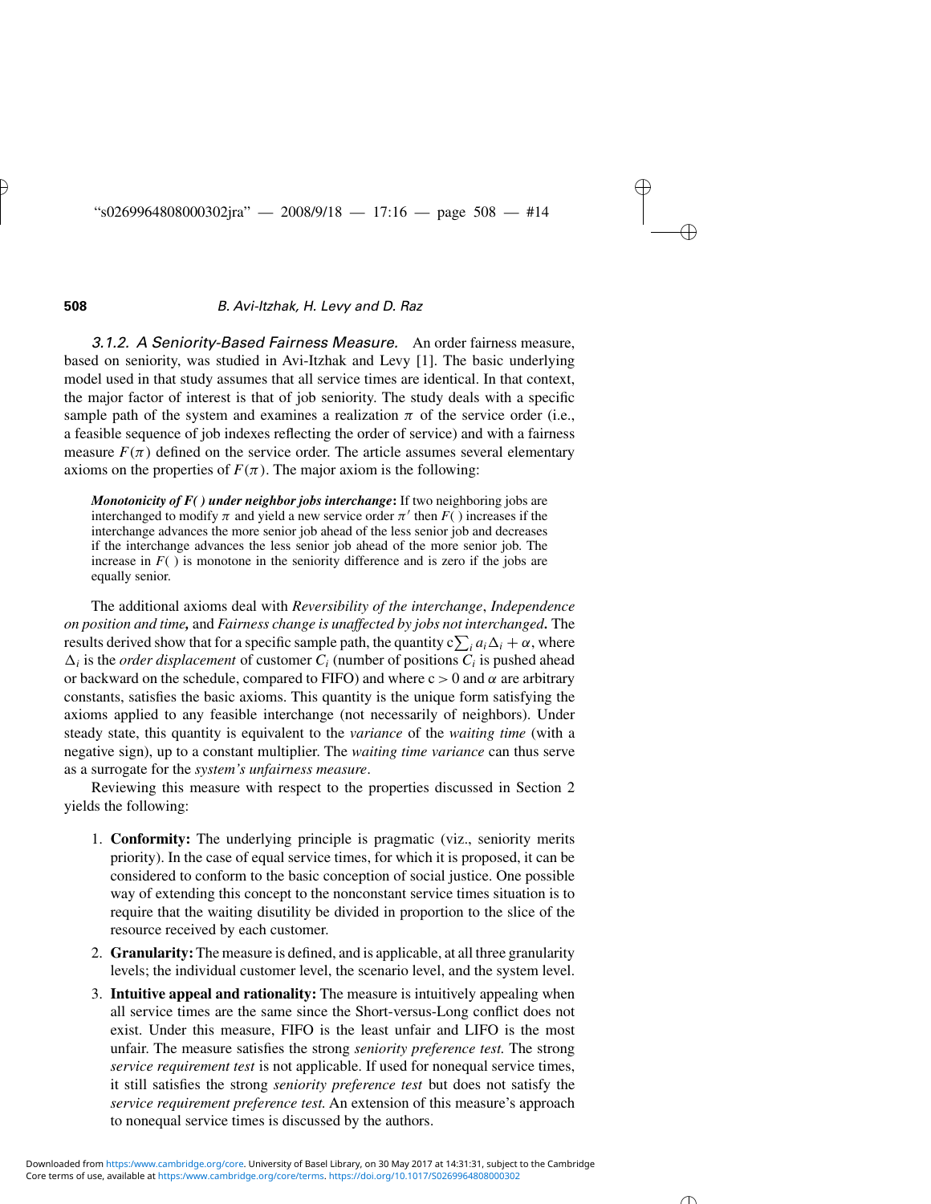*3.1.2. A Seniority-Based Fairness Measure.* An order fairness measure, based on seniority, was studied in Avi-Itzhak and Levy [1]. The basic underlying model used in that study assumes that all service times are identical. In that context, the major factor of interest is that of job seniority. The study deals with a specific sample path of the system and examines a realization $\pi$ of the service order (i.e., a feasible sequence of job indexes reflecting the order of service) and with a fairness measure $F(\pi)$ defined on the service order. The article assumes several elementary axioms on the properties of $F(\pi)$. The major axiom is the following:

> ***Monotonicity of F( ) under neighbor jobs interchange*:** If two neighboring jobs are interchanged to modify $\pi$ and yield a new service order $\pi'$ then $F(\,)$ increases if the interchange advances the more senior job ahead of the less senior job and decreases if the interchange advances the less senior job ahead of the more senior job. The increase in $F(\,)$ is monotone in the seniority difference and is zero if the jobs are equally senior.

The additional axioms deal with *Reversibility of the interchange*, *Independence on position and time,* and *Fairness change is unaffected by jobs not interchanged***.** The results derived show that for a specific sample path, the quantity $c\sum_i a_i\Delta_i + \alpha$, where $\Delta_i$ is the *order displacement* of customer $C_i$ (number of positions $C_i$ is pushed ahead or backward on the schedule, compared to FIFO) and where $c > 0$ and $\alpha$ are arbitrary constants, satisfies the basic axioms. This quantity is the unique form satisfying the axioms applied to any feasible interchange (not necessarily of neighbors). Under steady state, this quantity is equivalent to the *variance* of the *waiting time* (with a negative sign), up to a constant multiplier. The *waiting time variance* can thus serve as a surrogate for the *system's unfairness measure*.

Reviewing this measure with respect to the properties discussed in Section 2 yields the following:

1. **Conformity:** The underlying principle is pragmatic (viz., seniority merits priority). In the case of equal service times, for which it is proposed, it can be considered to conform to the basic conception of social justice. One possible way of extending this concept to the nonconstant service times situation is to require that the waiting disutility be divided in proportion to the slice of the resource received by each customer.
2. **Granularity:** The measure is defined, and is applicable, at all three granularity levels; the individual customer level, the scenario level, and the system level.
3. **Intuitive appeal and rationality:** The measure is intuitively appealing when all service times are the same since the Short-versus-Long conflict does not exist. Under this measure, FIFO is the least unfair and LIFO is the most unfair. The measure satisfies the strong *seniority preference test.* The strong *service requirement test* is not applicable. If used for nonequal service times, it still satisfies the strong *seniority preference test* but does not satisfy the *service requirement preference test.* An extension of this measure's approach to nonequal service times is discussed by the authors.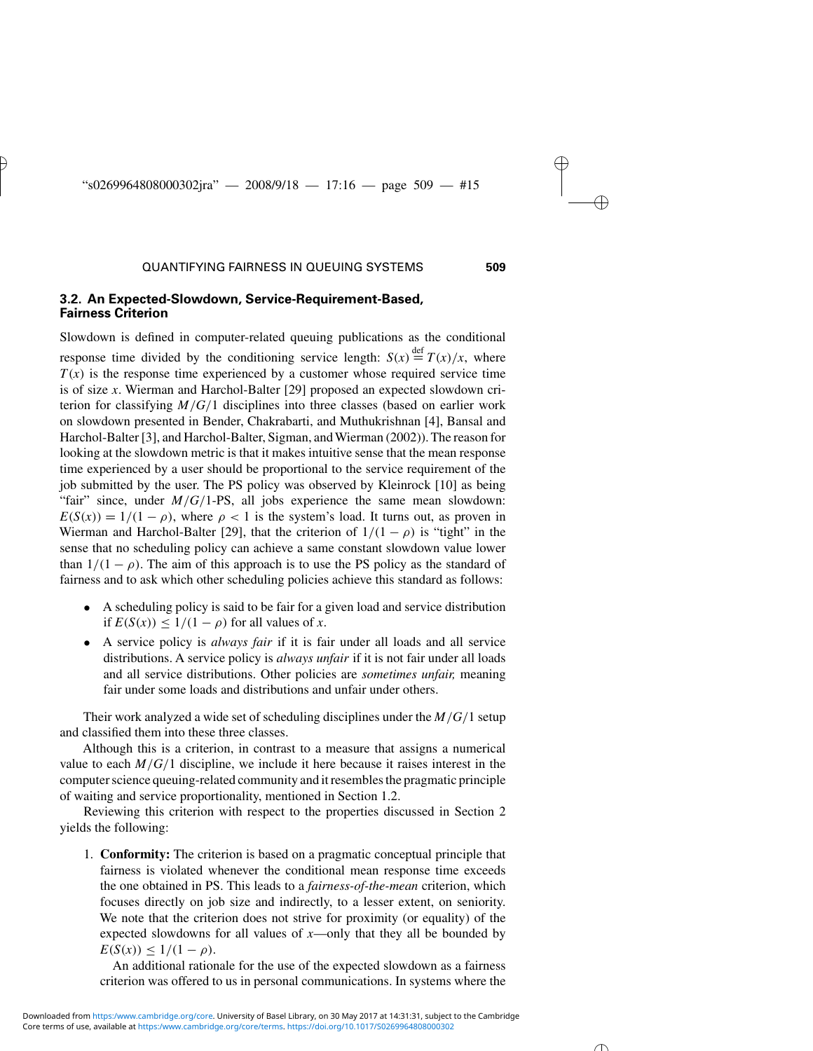### 3.2. An Expected-Slowdown, Service-Requirement-Based, Fairness Criterion

Slowdown is defined in computer-related queuing publications as the conditional response time divided by the conditioning service length: $S(x) \stackrel{\text{def}}{=} T(x)/x$, where $T(x)$ is the response time experienced by a customer whose required service time is of size $x$. Wierman and Harchol-Balter [29] proposed an expected slowdown criterion for classifying $M/G/1$ disciplines into three classes (based on earlier work on slowdown presented in Bender, Chakrabarti, and Muthukrishnan [4], Bansal and Harchol-Balter [3], and Harchol-Balter, Sigman, and Wierman (2002)). The reason for looking at the slowdown metric is that it makes intuitive sense that the mean response time experienced by a user should be proportional to the service requirement of the job submitted by the user. The PS policy was observed by Kleinrock [10] as being "fair" since, under $M/G/1$-PS, all jobs experience the same mean slowdown: $E(S(x)) = 1/(1-\rho)$, where $\rho < 1$ is the system's load. It turns out, as proven in Wierman and Harchol-Balter [29], that the criterion of $1/(1-\rho)$ is "tight" in the sense that no scheduling policy can achieve a same constant slowdown value lower than $1/(1-\rho)$. The aim of this approach is to use the PS policy as the standard of fairness and to ask which other scheduling policies achieve this standard as follows:

- A scheduling policy is said to be fair for a given load and service distribution if $E(S(x)) \leq 1/(1-\rho)$ for all values of $x$.
- A service policy is *always fair* if it is fair under all loads and all service distributions. A service policy is *always unfair* if it is not fair under all loads and all service distributions. Other policies are *sometimes unfair,* meaning fair under some loads and distributions and unfair under others.

Their work analyzed a wide set of scheduling disciplines under the $M/G/1$ setup and classified them into these three classes.

Although this is a criterion, in contrast to a measure that assigns a numerical value to each $M/G/1$ discipline, we include it here because it raises interest in the computer science queuing-related community and it resembles the pragmatic principle of waiting and service proportionality, mentioned in Section 1.2.

Reviewing this criterion with respect to the properties discussed in Section 2 yields the following:

1. **Conformity:** The criterion is based on a pragmatic conceptual principle that fairness is violated whenever the conditional mean response time exceeds the one obtained in PS. This leads to a *fairness-of-the-mean* criterion, which focuses directly on job size and indirectly, to a lesser extent, on seniority. We note that the criterion does not strive for proximity (or equality) of the expected slowdowns for all values of $x$—only that they all be bounded by $E(S(x)) \leq 1/(1-\rho)$.

   An additional rationale for the use of the expected slowdown as a fairness criterion was offered to us in personal communications. In systems where the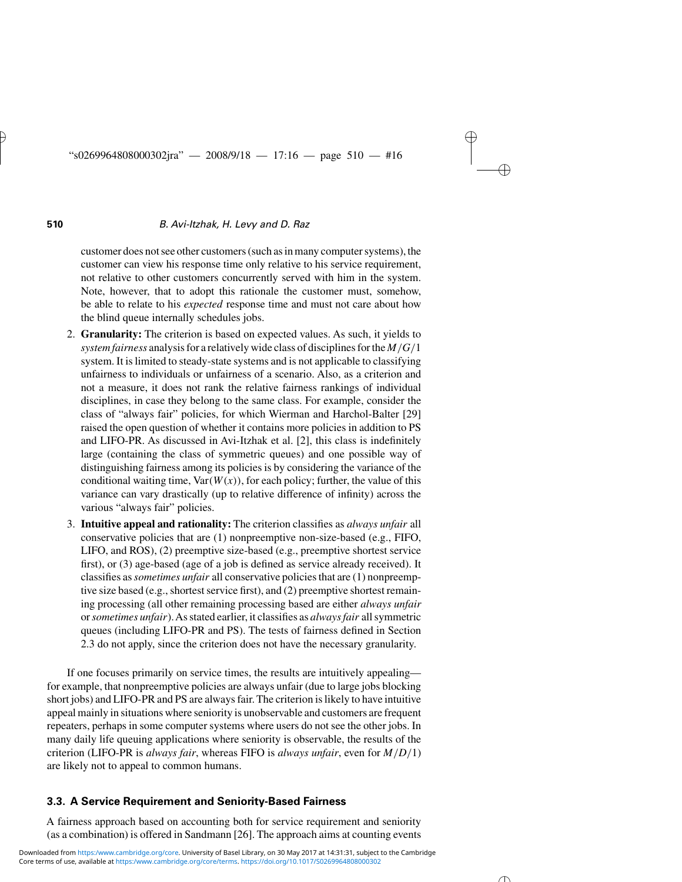customer does not see other customers (such as in many computer systems), the customer can view his response time only relative to his service requirement, not relative to other customers concurrently served with him in the system. Note, however, that to adopt this rationale the customer must, somehow, be able to relate to his *expected* response time and must not care about how the blind queue internally schedules jobs.

2. **Granularity:** The criterion is based on expected values. As such, it yields to *system fairness* analysis for a relatively wide class of disciplines for the $M/G/1$ system. It is limited to steady-state systems and is not applicable to classifying unfairness to individuals or unfairness of a scenario. Also, as a criterion and not a measure, it does not rank the relative fairness rankings of individual disciplines, in case they belong to the same class. For example, consider the class of "always fair" policies, for which Wierman and Harchol-Balter [29] raised the open question of whether it contains more policies in addition to PS and LIFO-PR. As discussed in Avi-Itzhak et al. [2], this class is indefinitely large (containing the class of symmetric queues) and one possible way of distinguishing fairness among its policies is by considering the variance of the conditional waiting time, $\mathrm{Var}(W(x))$, for each policy; further, the value of this variance can vary drastically (up to relative difference of infinity) across the various "always fair" policies.
3. **Intuitive appeal and rationality:** The criterion classifies as *always unfair* all conservative policies that are (1) nonpreemptive non-size-based (e.g., FIFO, LIFO, and ROS), (2) preemptive size-based (e.g., preemptive shortest service first), or (3) age-based (age of a job is defined as service already received). It classifies as *sometimes unfair* all conservative policies that are (1) nonpreemptive size based (e.g., shortest service first), and (2) preemptive shortest remaining processing (all other remaining processing based are either *always unfair* or *sometimes unfair*). As stated earlier, it classifies as *always fair* all symmetric queues (including LIFO-PR and PS). The tests of fairness defined in Section 2.3 do not apply, since the criterion does not have the necessary granularity.

If one focuses primarily on service times, the results are intuitively appealing—for example, that nonpreemptive policies are always unfair (due to large jobs blocking short jobs) and LIFO-PR and PS are always fair. The criterion is likely to have intuitive appeal mainly in situations where seniority is unobservable and customers are frequent repeaters, perhaps in some computer systems where users do not see the other jobs. In many daily life queuing applications where seniority is observable, the results of the criterion (LIFO-PR is *always fair*, whereas FIFO is *always unfair*, even for $M/D/1$) are likely not to appeal to common humans.

### 3.3. A Service Requirement and Seniority-Based Fairness

A fairness approach based on accounting both for service requirement and seniority (as a combination) is offered in Sandmann [26]. The approach aims at counting events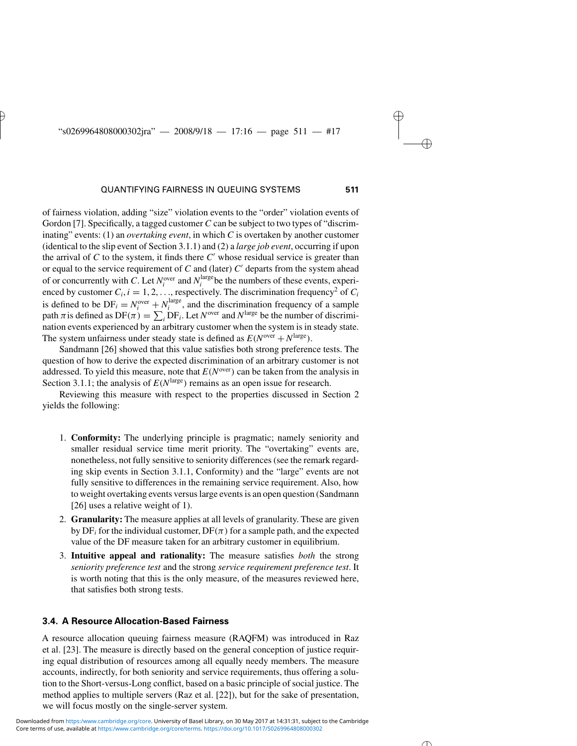of fairness violation, adding "size" violation events to the "order" violation events of Gordon [7]. Specifically, a tagged customer $C$ can be subject to two types of "discriminating" events: (1) an *overtaking event*, in which $C$ is overtaken by another customer (identical to the slip event of Section 3.1.1) and (2) a *large job event*, occurring if upon the arrival of $C$ to the system, it finds there $C'$ whose residual service is greater than or equal to the service requirement of $C$ and (later) $C'$ departs from the system ahead of or concurrently with $C$. Let $N_i^{\text{over}}$ and $N_i^{\text{large}}$ be the numbers of these events, experienced by customer $C_i, i = 1, 2, \ldots$, respectively. The discrimination frequency[2] of $C_i$ is defined to be $\text{DF}_i = N_i^{\text{over}} + N_i^{\text{large}}$, and the discrimination frequency of a sample path $\pi$ is defined as $\text{DF}(\pi) = \sum_i \text{DF}_i$. Let $N^{\text{over}}$ and $N^{\text{large}}$ be the number of discrimination events experienced by an arbitrary customer when the system is in steady state. The system unfairness under steady state is defined as $E(N^{\text{over}} + N^{\text{large}})$.

Sandmann [26] showed that this value satisfies both strong preference tests. The question of how to derive the expected discrimination of an arbitrary customer is not addressed. To yield this measure, note that $E(N^{\text{over}})$ can be taken from the analysis in Section 3.1.1; the analysis of $E(N^{\text{large}})$ remains as an open issue for research.

Reviewing this measure with respect to the properties discussed in Section 2 yields the following:

1. **Conformity:** The underlying principle is pragmatic; namely seniority and smaller residual service time merit priority. The "overtaking" events are, nonetheless, not fully sensitive to seniority differences (see the remark regarding skip events in Section 3.1.1, Conformity) and the "large" events are not fully sensitive to differences in the remaining service requirement. Also, how to weight overtaking events versus large events is an open question (Sandmann [26] uses a relative weight of 1).
2. **Granularity:** The measure applies at all levels of granularity. These are given by $\text{DF}_i$ for the individual customer, $\text{DF}(\pi)$ for a sample path, and the expected value of the DF measure taken for an arbitrary customer in equilibrium.
3. **Intuitive appeal and rationality:** The measure satisfies *both* the strong *seniority preference test* and the strong *service requirement preference test*. It is worth noting that this is the only measure, of the measures reviewed here, that satisfies both strong tests.

### 3.4. A Resource Allocation-Based Fairness

A resource allocation queuing fairness measure (RAQFM) was introduced in Raz et al. [23]. The measure is directly based on the general conception of justice requiring equal distribution of resources among all equally needy members. The measure accounts, indirectly, for both seniority and service requirements, thus offering a solution to the Short-versus-Long conflict, based on a basic principle of social justice. The method applies to multiple servers (Raz et al. [22]), but for the sake of presentation, we will focus mostly on the single-server system.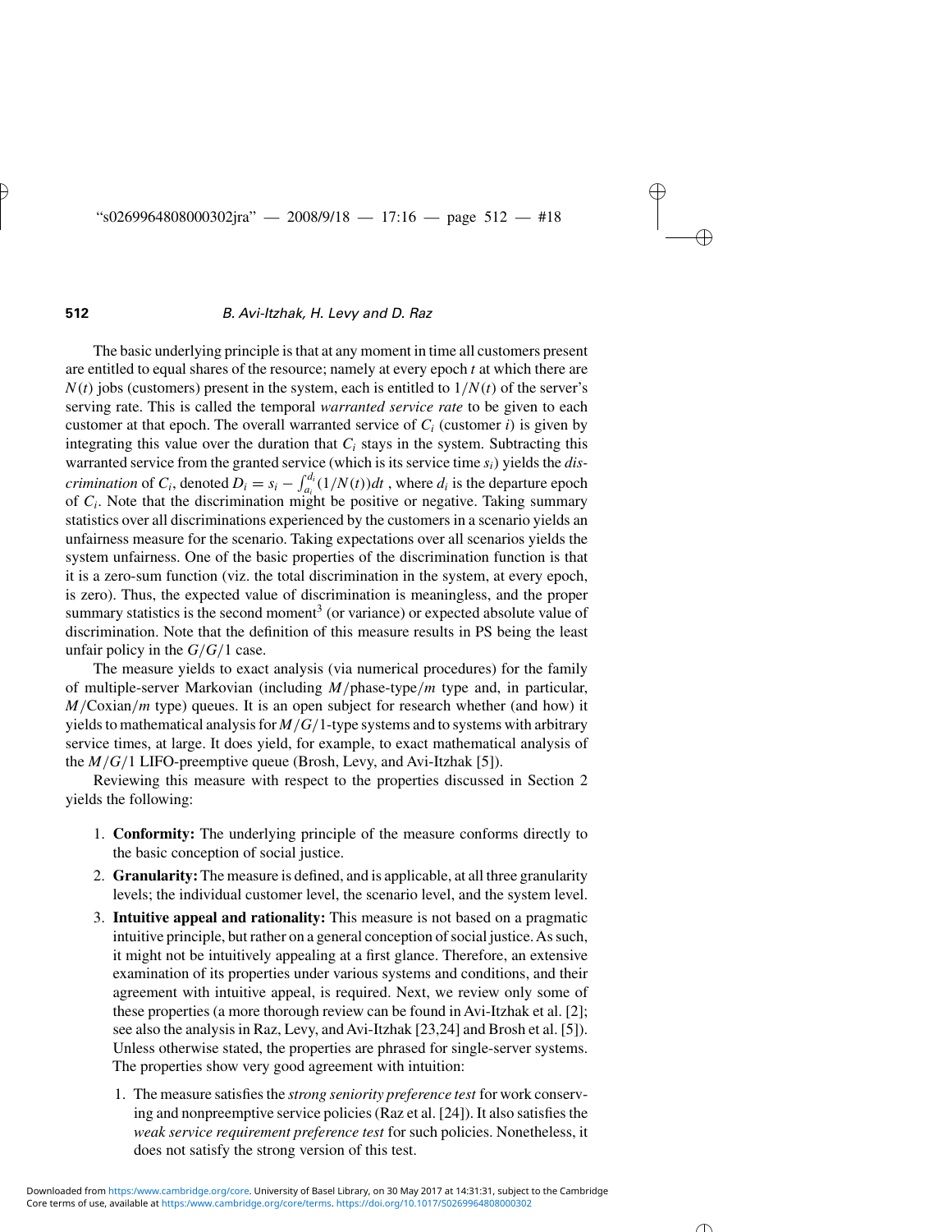The basic underlying principle is that at any moment in time all customers present are entitled to equal shares of the resource; namely at every epoch $t$ at which there are $N(t)$ jobs (customers) present in the system, each is entitled to $1/N(t)$ of the server's serving rate. This is called the temporal *warranted service rate* to be given to each customer at that epoch. The overall warranted service of $C_i$ (customer $i$) is given by integrating this value over the duration that $C_i$ stays in the system. Subtracting this warranted service from the granted service (which is its service time $s_i$) yields the *discrimination* of $C_i$, denoted $D_i = s_i - \int_{a_i}^{d_i} (1/N(t))dt$ , where $d_i$ is the departure epoch of $C_i$. Note that the discrimination might be positive or negative. Taking summary statistics over all discriminations experienced by the customers in a scenario yields an unfairness measure for the scenario. Taking expectations over all scenarios yields the system unfairness. One of the basic properties of the discrimination function is that it is a zero-sum function (viz. the total discrimination in the system, at every epoch, is zero). Thus, the expected value of discrimination is meaningless, and the proper summary statistics is the second moment[3] (or variance) or expected absolute value of discrimination. Note that the definition of this measure results in PS being the least unfair policy in the $G/G/1$ case.

The measure yields to exact analysis (via numerical procedures) for the family of multiple-server Markovian (including $M$/phase-type/$m$ type and, in particular, $M$/Coxian/$m$ type) queues. It is an open subject for research whether (and how) it yields to mathematical analysis for $M/G/1$-type systems and to systems with arbitrary service times, at large. It does yield, for example, to exact mathematical analysis of the $M/G/1$ LIFO-preemptive queue (Brosh, Levy, and Avi-Itzhak [5]).

Reviewing this measure with respect to the properties discussed in Section 2 yields the following:

1. **Conformity:** The underlying principle of the measure conforms directly to the basic conception of social justice.
2. **Granularity:** The measure is defined, and is applicable, at all three granularity levels; the individual customer level, the scenario level, and the system level.
3. **Intuitive appeal and rationality:** This measure is not based on a pragmatic intuitive principle, but rather on a general conception of social justice. As such, it might not be intuitively appealing at a first glance. Therefore, an extensive examination of its properties under various systems and conditions, and their agreement with intuitive appeal, is required. Next, we review only some of these properties (a more thorough review can be found in Avi-Itzhak et al. [2]; see also the analysis in Raz, Levy, and Avi-Itzhak [23,24] and Brosh et al. [5]). Unless otherwise stated, the properties are phrased for single-server systems. The properties show very good agreement with intuition:

   1. The measure satisfies the *strong seniority preference test* for work conserving and nonpreemptive service policies (Raz et al. [24]). It also satisfies the *weak service requirement preference test* for such policies. Nonetheless, it does not satisfy the strong version of this test.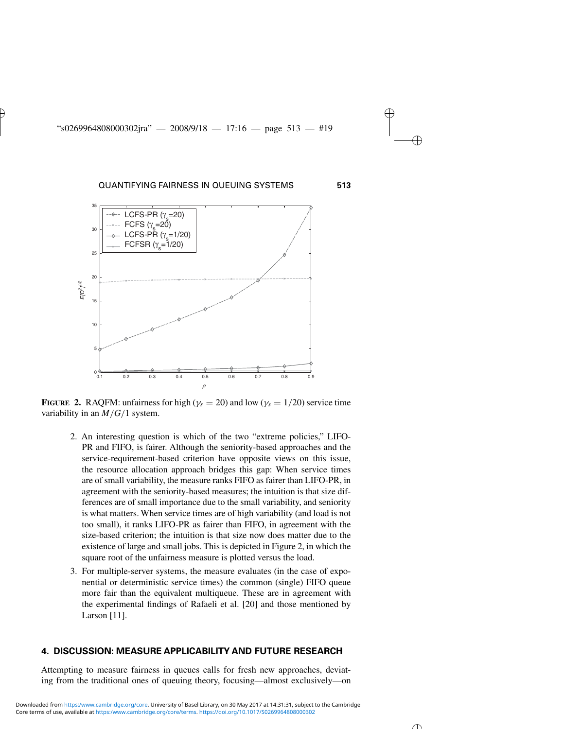**FIGURE 2.** RAQFM: unfairness for high ($\gamma_s = 20$) and low ($\gamma_s = 1/20$) service time variability in an $M/G/1$ system.

2. An interesting question is which of the two "extreme policies," LIFO-PR and FIFO, is fairer. Although the seniority-based approaches and the service-requirement-based criterion have opposite views on this issue, the resource allocation approach bridges this gap: When service times are of small variability, the measure ranks FIFO as fairer than LIFO-PR, in agreement with the seniority-based measures; the intuition is that size differences are of small importance due to the small variability, and seniority is what matters. When service times are of high variability (and load is not too small), it ranks LIFO-PR as fairer than FIFO, in agreement with the size-based criterion; the intuition is that size now does matter due to the existence of large and small jobs. This is depicted in Figure 2, in which the square root of the unfairness measure is plotted versus the load.
3. For multiple-server systems, the measure evaluates (in the case of exponential or deterministic service times) the common (single) FIFO queue more fair than the equivalent multiqueue. These are in agreement with the experimental findings of Rafaeli et al. [20] and those mentioned by Larson [11].

## 4. DISCUSSION: MEASURE APPLICABILITY AND FUTURE RESEARCH

Attempting to measure fairness in queues calls for fresh new approaches, deviating from the traditional ones of queuing theory, focusing—almost exclusively—on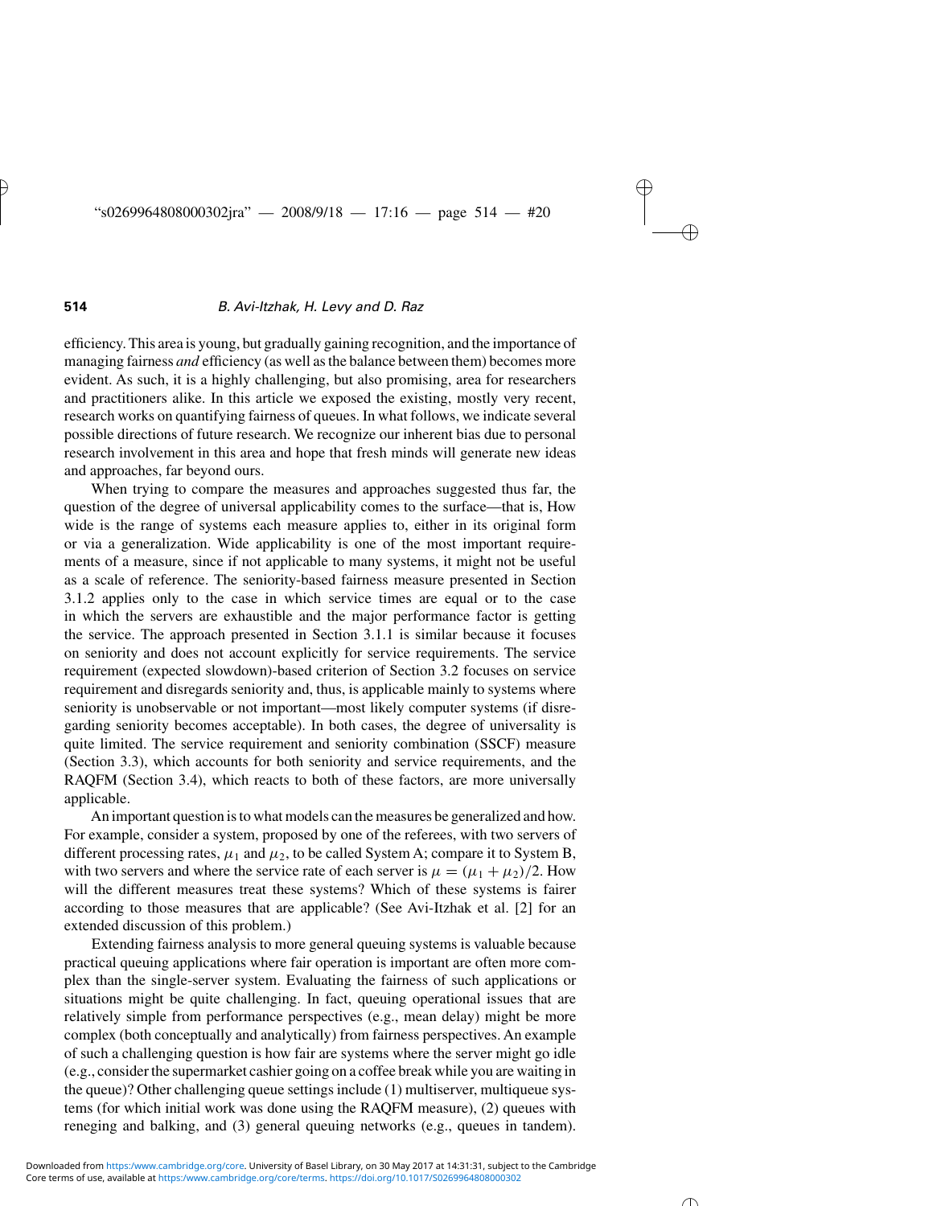efficiency. This area is young, but gradually gaining recognition, and the importance of managing fairness *and* efficiency (as well as the balance between them) becomes more evident. As such, it is a highly challenging, but also promising, area for researchers and practitioners alike. In this article we exposed the existing, mostly very recent, research works on quantifying fairness of queues. In what follows, we indicate several possible directions of future research. We recognize our inherent bias due to personal research involvement in this area and hope that fresh minds will generate new ideas and approaches, far beyond ours.

When trying to compare the measures and approaches suggested thus far, the question of the degree of universal applicability comes to the surface—that is, How wide is the range of systems each measure applies to, either in its original form or via a generalization. Wide applicability is one of the most important requirements of a measure, since if not applicable to many systems, it might not be useful as a scale of reference. The seniority-based fairness measure presented in Section 3.1.2 applies only to the case in which service times are equal or to the case in which the servers are exhaustible and the major performance factor is getting the service. The approach presented in Section 3.1.1 is similar because it focuses on seniority and does not account explicitly for service requirements. The service requirement (expected slowdown)-based criterion of Section 3.2 focuses on service requirement and disregards seniority and, thus, is applicable mainly to systems where seniority is unobservable or not important—most likely computer systems (if disregarding seniority becomes acceptable). In both cases, the degree of universality is quite limited. The service requirement and seniority combination (SSCF) measure (Section 3.3), which accounts for both seniority and service requirements, and the RAQFM (Section 3.4), which reacts to both of these factors, are more universally applicable.

An important question is to what models can the measures be generalized and how. For example, consider a system, proposed by one of the referees, with two servers of different processing rates, $\mu_1$ and $\mu_2$, to be called System A; compare it to System B, with two servers and where the service rate of each server is $\mu = (\mu_1 + \mu_2)/2$. How will the different measures treat these systems? Which of these systems is fairer according to those measures that are applicable? (See Avi-Itzhak et al. [2] for an extended discussion of this problem.)

Extending fairness analysis to more general queuing systems is valuable because practical queuing applications where fair operation is important are often more complex than the single-server system. Evaluating the fairness of such applications or situations might be quite challenging. In fact, queuing operational issues that are relatively simple from performance perspectives (e.g., mean delay) might be more complex (both conceptually and analytically) from fairness perspectives. An example of such a challenging question is how fair are systems where the server might go idle (e.g., consider the supermarket cashier going on a coffee break while you are waiting in the queue)? Other challenging queue settings include (1) multiserver, multiqueue systems (for which initial work was done using the RAQFM measure), (2) queues with reneging and balking, and (3) general queuing networks (e.g., queues in tandem).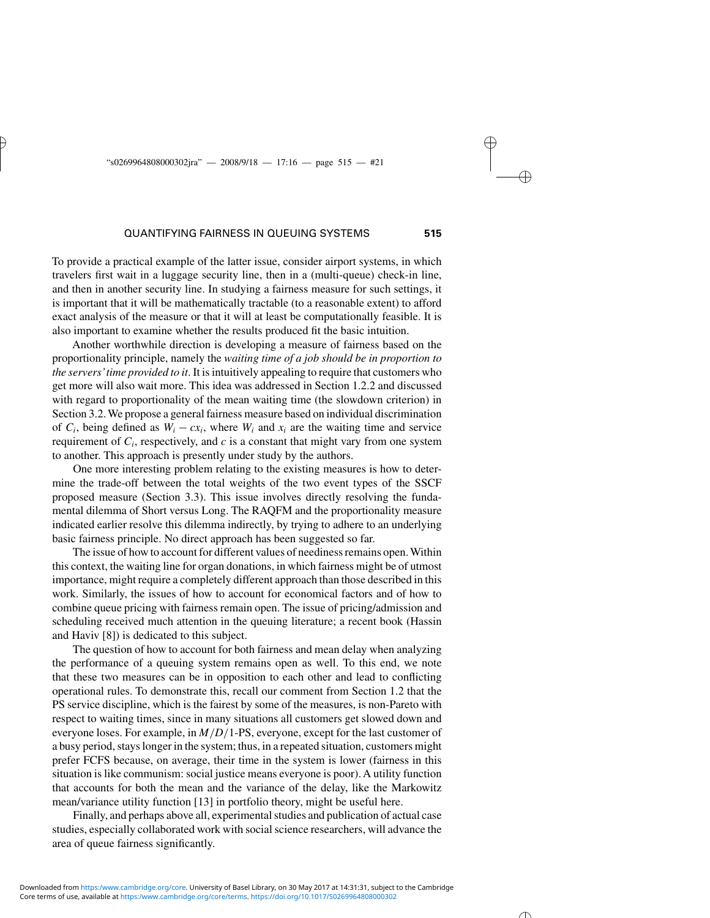To provide a practical example of the latter issue, consider airport systems, in which travelers first wait in a luggage security line, then in a (multi-queue) check-in line, and then in another security line. In studying a fairness measure for such settings, it is important that it will be mathematically tractable (to a reasonable extent) to afford exact analysis of the measure or that it will at least be computationally feasible. It is also important to examine whether the results produced fit the basic intuition.

Another worthwhile direction is developing a measure of fairness based on the proportionality principle, namely the *waiting time of a job should be in proportion to the servers' time provided to it*. It is intuitively appealing to require that customers who get more will also wait more. This idea was addressed in Section 1.2.2 and discussed with regard to proportionality of the mean waiting time (the slowdown criterion) in Section 3.2. We propose a general fairness measure based on individual discrimination of $C_i$, being defined as $W_i - cx_i$, where $W_i$ and $x_i$ are the waiting time and service requirement of $C_i$, respectively, and $c$ is a constant that might vary from one system to another. This approach is presently under study by the authors.

One more interesting problem relating to the existing measures is how to determine the trade-off between the total weights of the two event types of the SSCF proposed measure (Section 3.3). This issue involves directly resolving the fundamental dilemma of Short versus Long. The RAQFM and the proportionality measure indicated earlier resolve this dilemma indirectly, by trying to adhere to an underlying basic fairness principle. No direct approach has been suggested so far.

The issue of how to account for different values of neediness remains open. Within this context, the waiting line for organ donations, in which fairness might be of utmost importance, might require a completely different approach than those described in this work. Similarly, the issues of how to account for economical factors and of how to combine queue pricing with fairness remain open. The issue of pricing/admission and scheduling received much attention in the queuing literature; a recent book (Hassin and Haviv [8]) is dedicated to this subject.

The question of how to account for both fairness and mean delay when analyzing the performance of a queuing system remains open as well. To this end, we note that these two measures can be in opposition to each other and lead to conflicting operational rules. To demonstrate this, recall our comment from Section 1.2 that the PS service discipline, which is the fairest by some of the measures, is non-Pareto with respect to waiting times, since in many situations all customers get slowed down and everyone loses. For example, in $M/D/1$-PS, everyone, except for the last customer of a busy period, stays longer in the system; thus, in a repeated situation, customers might prefer FCFS because, on average, their time in the system is lower (fairness in this situation is like communism: social justice means everyone is poor). A utility function that accounts for both the mean and the variance of the delay, like the Markowitz mean/variance utility function [13] in portfolio theory, might be useful here.

Finally, and perhaps above all, experimental studies and publication of actual case studies, especially collaborated work with social science researchers, will advance the area of queue fairness significantly.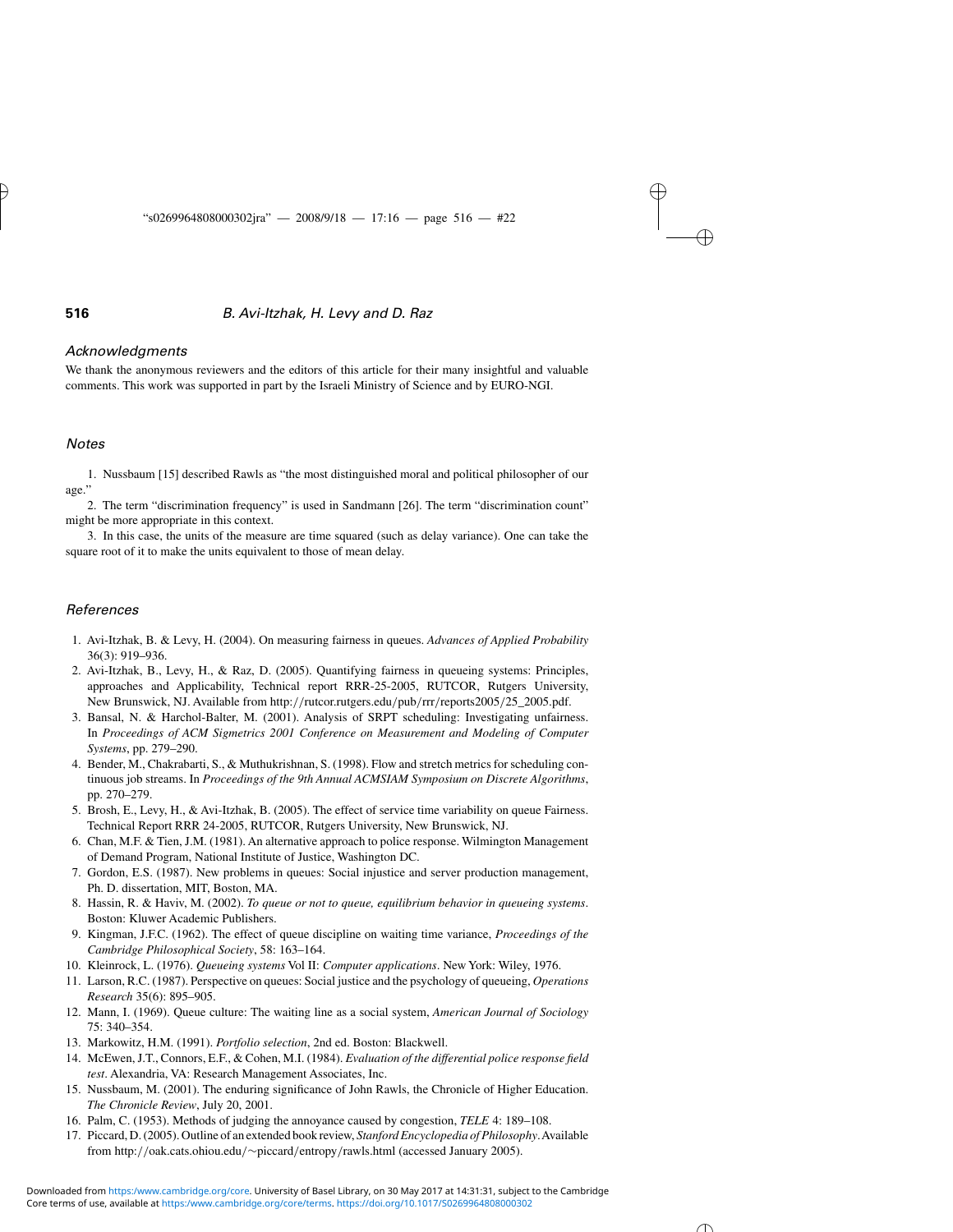### Acknowledgments

We thank the anonymous reviewers and the editors of this article for their many insightful and valuable comments. This work was supported in part by the Israeli Ministry of Science and by EURO-NGI.

### Notes

1. Nussbaum [15] described Rawls as "the most distinguished moral and political philosopher of our age."
2. The term "discrimination frequency" is used in Sandmann [26]. The term "discrimination count" might be more appropriate in this context.
3. In this case, the units of the measure are time squared (such as delay variance). One can take the square root of it to make the units equivalent to those of mean delay.

### References

1. Avi-Itzhak, B. & Levy, H. (2004). On measuring fairness in queues. *Advances of Applied Probability* 36(3): 919–936.
2. Avi-Itzhak, B., Levy, H., & Raz, D. (2005). Quantifying fairness in queueing systems: Principles, approaches and Applicability, Technical report RRR-25-2005, RUTCOR, Rutgers University, New Brunswick, NJ. Available from http://rutcor.rutgers.edu/pub/rrr/reports2005/25_2005.pdf.
3. Bansal, N. & Harchol-Balter, M. (2001). Analysis of SRPT scheduling: Investigating unfairness. In *Proceedings of ACM Sigmetrics 2001 Conference on Measurement and Modeling of Computer Systems*, pp. 279–290.
4. Bender, M., Chakrabarti, S., & Muthukrishnan, S. (1998). Flow and stretch metrics for scheduling continuous job streams. In *Proceedings of the 9th Annual ACMSIAM Symposium on Discrete Algorithms*, pp. 270–279.
5. Brosh, E., Levy, H., & Avi-Itzhak, B. (2005). The effect of service time variability on queue Fairness. Technical Report RRR 24-2005, RUTCOR, Rutgers University, New Brunswick, NJ.
6. Chan, M.F. & Tien, J.M. (1981). An alternative approach to police response. Wilmington Management of Demand Program, National Institute of Justice, Washington DC.
7. Gordon, E.S. (1987). New problems in queues: Social injustice and server production management, Ph. D. dissertation, MIT, Boston, MA.
8. Hassin, R. & Haviv, M. (2002). *To queue or not to queue, equilibrium behavior in queueing systems*. Boston: Kluwer Academic Publishers.
9. Kingman, J.F.C. (1962). The effect of queue discipline on waiting time variance, *Proceedings of the Cambridge Philosophical Society*, 58: 163–164.
10. Kleinrock, L. (1976). *Queueing systems* Vol II: *Computer applications*. New York: Wiley, 1976.
11. Larson, R.C. (1987). Perspective on queues: Social justice and the psychology of queueing, *Operations Research* 35(6): 895–905.
12. Mann, I. (1969). Queue culture: The waiting line as a social system, *American Journal of Sociology* 75: 340–354.
13. Markowitz, H.M. (1991). *Portfolio selection*, 2nd ed. Boston: Blackwell.
14. McEwen, J.T., Connors, E.F., & Cohen, M.I. (1984). *Evaluation of the differential police response field test*. Alexandria, VA: Research Management Associates, Inc.
15. Nussbaum, M. (2001). The enduring significance of John Rawls, the Chronicle of Higher Education. *The Chronicle Review*, July 20, 2001.
16. Palm, C. (1953). Methods of judging the annoyance caused by congestion, *TELE* 4: 189–108.
17. Piccard, D. (2005). Outline of an extended book review, *Stanford Encyclopedia of Philosophy*. Available from http://oak.cats.ohiou.edu/~piccard/entropy/rawls.html (accessed January 2005).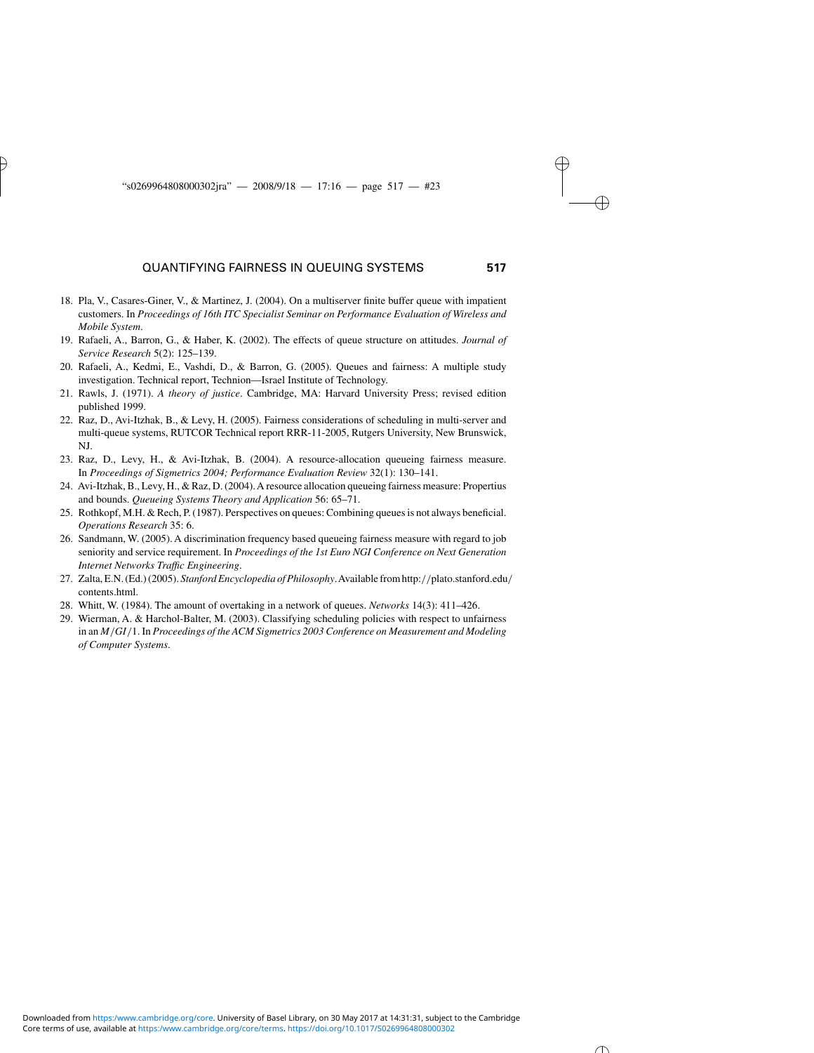18. Pla, V., Casares-Giner, V., & Martinez, J. (2004). On a multiserver finite buffer queue with impatient customers. In *Proceedings of 16th ITC Specialist Seminar on Performance Evaluation of Wireless and Mobile System*.
19. Rafaeli, A., Barron, G., & Haber, K. (2002). The effects of queue structure on attitudes. *Journal of Service Research* 5(2): 125–139.
20. Rafaeli, A., Kedmi, E., Vashdi, D., & Barron, G. (2005). Queues and fairness: A multiple study investigation. Technical report, Technion—Israel Institute of Technology.
21. Rawls, J. (1971). *A theory of justice*. Cambridge, MA: Harvard University Press; revised edition published 1999.
22. Raz, D., Avi-Itzhak, B., & Levy, H. (2005). Fairness considerations of scheduling in multi-server and multi-queue systems, RUTCOR Technical report RRR-11-2005, Rutgers University, New Brunswick, NJ.
23. Raz, D., Levy, H., & Avi-Itzhak, B. (2004). A resource-allocation queueing fairness measure. In *Proceedings of Sigmetrics 2004; Performance Evaluation Review* 32(1): 130–141.
24. Avi-Itzhak, B., Levy, H., & Raz, D. (2004). A resource allocation queueing fairness measure: Propertius and bounds. *Queueing Systems Theory and Application* 56: 65–71.
25. Rothkopf, M.H. & Rech, P. (1987). Perspectives on queues: Combining queues is not always beneficial. *Operations Research* 35: 6.
26. Sandmann, W. (2005). A discrimination frequency based queueing fairness measure with regard to job seniority and service requirement. In *Proceedings of the 1st Euro NGI Conference on Next Generation Internet Networks Traffic Engineering*.
27. Zalta, E.N. (Ed.) (2005). *Stanford Encyclopedia of Philosophy*. Available from http://plato.stanford.edu/contents.html.
28. Whitt, W. (1984). The amount of overtaking in a network of queues. *Networks* 14(3): 411–426.
29. Wierman, A. & Harchol-Balter, M. (2003). Classifying scheduling policies with respect to unfairness in an $M/GI/1$. In *Proceedings of the ACM Sigmetrics 2003 Conference on Measurement and Modeling of Computer Systems*.